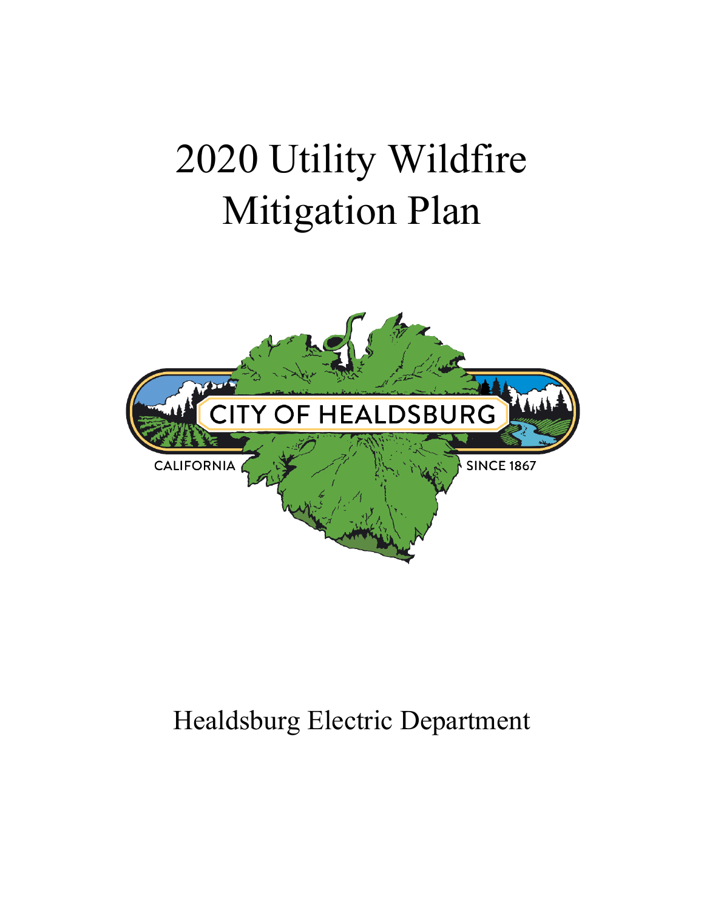# 2020 Utility Wildfire Mitigation Plan

Healdsburg Electric Department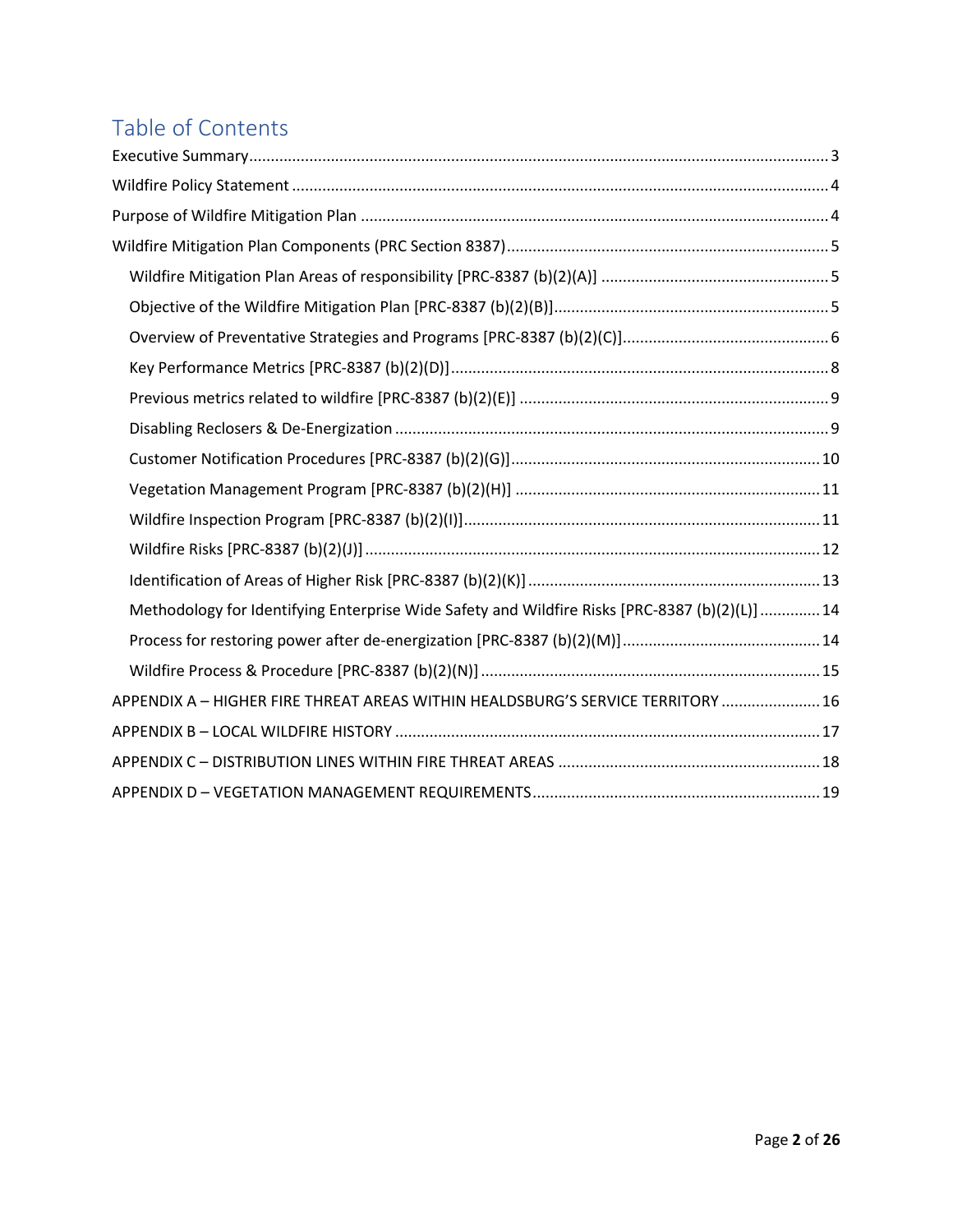# Table of Contents

- Executive Summary ..... 3
- Wildfire Policy Statement ..... 4
- Purpose of Wildfire Mitigation Plan ..... 4
- Wildfire Mitigation Plan Components (PRC Section 8387) ..... 5
  - Wildfire Mitigation Plan Areas of responsibility [PRC-8387 (b)(2)(A)] ..... 5
  - Objective of the Wildfire Mitigation Plan [PRC-8387 (b)(2)(B)] ..... 5
  - Overview of Preventative Strategies and Programs [PRC-8387 (b)(2)(C)] ..... 6
  - Key Performance Metrics [PRC-8387 (b)(2)(D)] ..... 8
  - Previous metrics related to wildfire [PRC-8387 (b)(2)(E)] ..... 9
  - Disabling Reclosers & De-Energization ..... 9
  - Customer Notification Procedures [PRC-8387 (b)(2)(G)] ..... 10
  - Vegetation Management Program [PRC-8387 (b)(2)(H)] ..... 11
  - Wildfire Inspection Program [PRC-8387 (b)(2)(I)] ..... 11
  - Wildfire Risks [PRC-8387 (b)(2)(J)] ..... 12
  - Identification of Areas of Higher Risk [PRC-8387 (b)(2)(K)] ..... 13
  - Methodology for Identifying Enterprise Wide Safety and Wildfire Risks [PRC-8387 (b)(2)(L)] ..... 14
  - Process for restoring power after de-energization [PRC-8387 (b)(2)(M)] ..... 14
  - Wildfire Process & Procedure [PRC-8387 (b)(2)(N)] ..... 15
- APPENDIX A – HIGHER FIRE THREAT AREAS WITHIN HEALDSBURG'S SERVICE TERRITORY ..... 16
- APPENDIX B – LOCAL WILDFIRE HISTORY ..... 17
- APPENDIX C – DISTRIBUTION LINES WITHIN FIRE THREAT AREAS ..... 18
- APPENDIX D – VEGETATION MANAGEMENT REQUIREMENTS ..... 19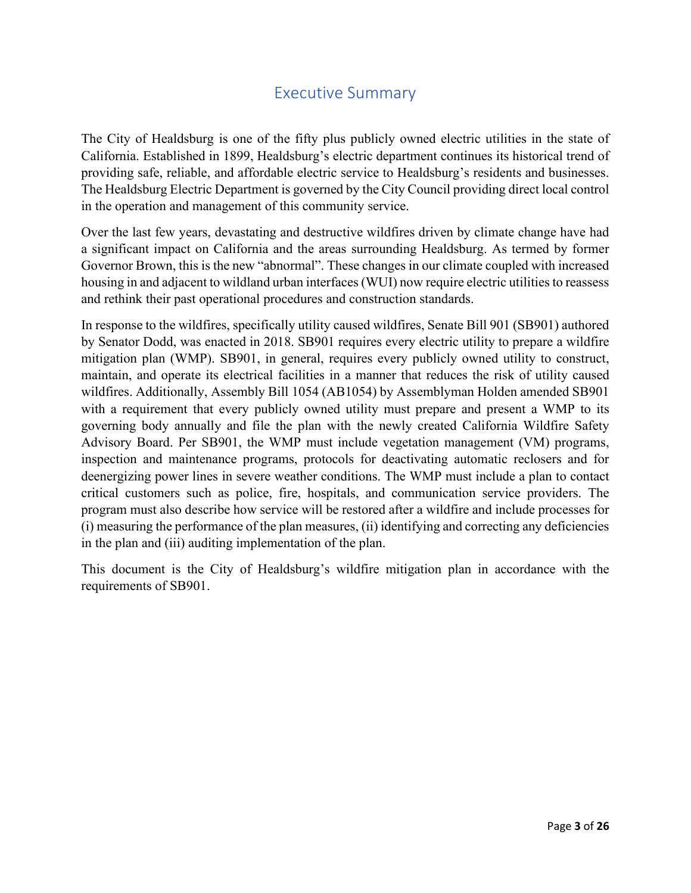# Executive Summary

The City of Healdsburg is one of the fifty plus publicly owned electric utilities in the state of California. Established in 1899, Healdsburg's electric department continues its historical trend of providing safe, reliable, and affordable electric service to Healdsburg's residents and businesses. The Healdsburg Electric Department is governed by the City Council providing direct local control in the operation and management of this community service.

Over the last few years, devastating and destructive wildfires driven by climate change have had a significant impact on California and the areas surrounding Healdsburg. As termed by former Governor Brown, this is the new "abnormal". These changes in our climate coupled with increased housing in and adjacent to wildland urban interfaces (WUI) now require electric utilities to reassess and rethink their past operational procedures and construction standards.

In response to the wildfires, specifically utility caused wildfires, Senate Bill 901 (SB901) authored by Senator Dodd, was enacted in 2018. SB901 requires every electric utility to prepare a wildfire mitigation plan (WMP). SB901, in general, requires every publicly owned utility to construct, maintain, and operate its electrical facilities in a manner that reduces the risk of utility caused wildfires. Additionally, Assembly Bill 1054 (AB1054) by Assemblyman Holden amended SB901 with a requirement that every publicly owned utility must prepare and present a WMP to its governing body annually and file the plan with the newly created California Wildfire Safety Advisory Board. Per SB901, the WMP must include vegetation management (VM) programs, inspection and maintenance programs, protocols for deactivating automatic reclosers and for deenergizing power lines in severe weather conditions. The WMP must include a plan to contact critical customers such as police, fire, hospitals, and communication service providers. The program must also describe how service will be restored after a wildfire and include processes for (i) measuring the performance of the plan measures, (ii) identifying and correcting any deficiencies in the plan and (iii) auditing implementation of the plan.

This document is the City of Healdsburg's wildfire mitigation plan in accordance with the requirements of SB901.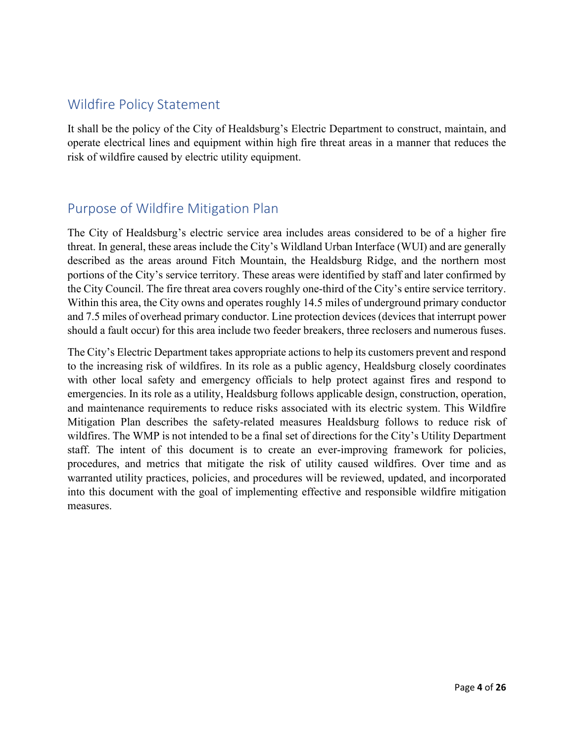## Wildfire Policy Statement

It shall be the policy of the City of Healdsburg's Electric Department to construct, maintain, and operate electrical lines and equipment within high fire threat areas in a manner that reduces the risk of wildfire caused by electric utility equipment.

## Purpose of Wildfire Mitigation Plan

The City of Healdsburg's electric service area includes areas considered to be of a higher fire threat. In general, these areas include the City's Wildland Urban Interface (WUI) and are generally described as the areas around Fitch Mountain, the Healdsburg Ridge, and the northern most portions of the City's service territory. These areas were identified by staff and later confirmed by the City Council. The fire threat area covers roughly one-third of the City's entire service territory. Within this area, the City owns and operates roughly 14.5 miles of underground primary conductor and 7.5 miles of overhead primary conductor. Line protection devices (devices that interrupt power should a fault occur) for this area include two feeder breakers, three reclosers and numerous fuses.

The City's Electric Department takes appropriate actions to help its customers prevent and respond to the increasing risk of wildfires. In its role as a public agency, Healdsburg closely coordinates with other local safety and emergency officials to help protect against fires and respond to emergencies. In its role as a utility, Healdsburg follows applicable design, construction, operation, and maintenance requirements to reduce risks associated with its electric system. This Wildfire Mitigation Plan describes the safety-related measures Healdsburg follows to reduce risk of wildfires. The WMP is not intended to be a final set of directions for the City's Utility Department staff. The intent of this document is to create an ever-improving framework for policies, procedures, and metrics that mitigate the risk of utility caused wildfires. Over time and as warranted utility practices, policies, and procedures will be reviewed, updated, and incorporated into this document with the goal of implementing effective and responsible wildfire mitigation measures.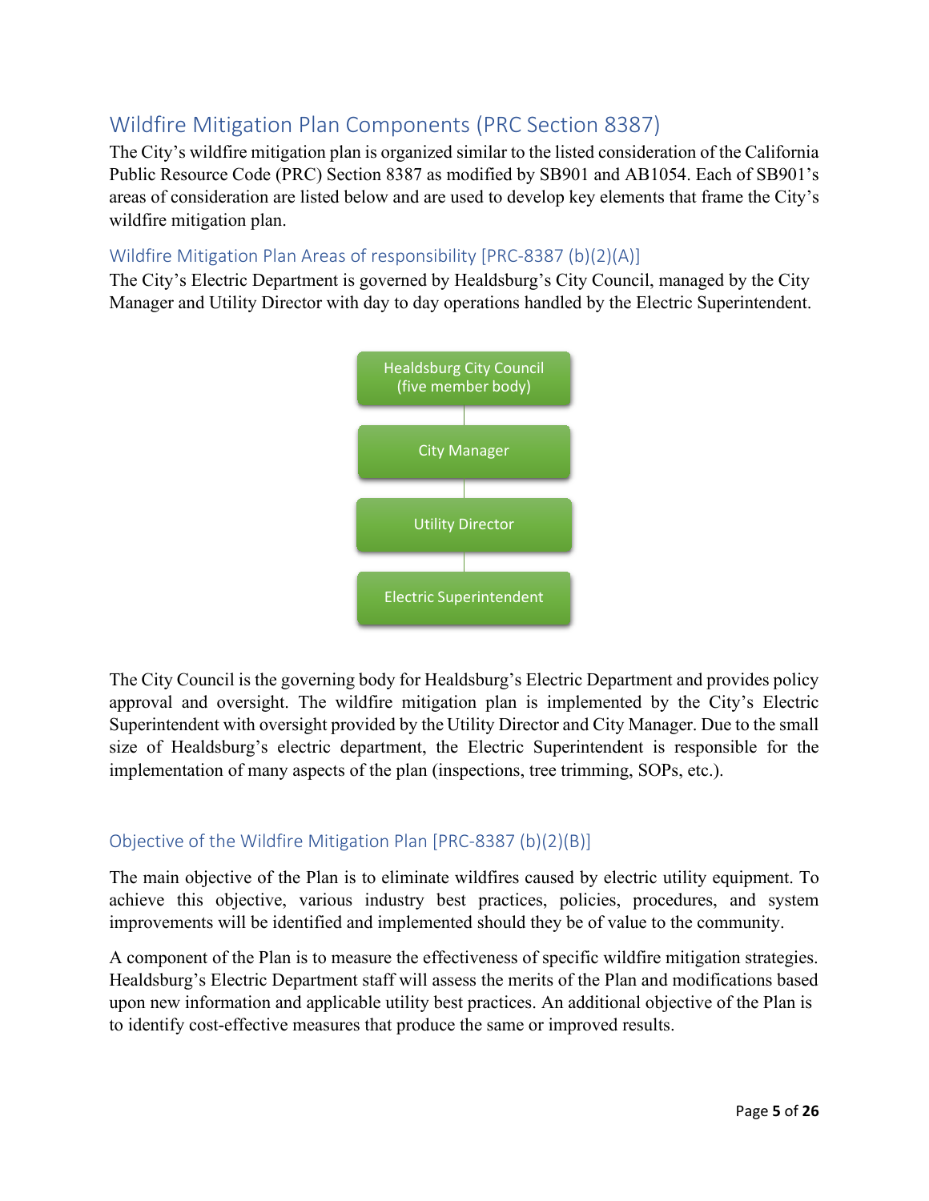## Wildfire Mitigation Plan Components (PRC Section 8387)

The City's wildfire mitigation plan is organized similar to the listed consideration of the California Public Resource Code (PRC) Section 8387 as modified by SB901 and AB1054. Each of SB901's areas of consideration are listed below and are used to develop key elements that frame the City's wildfire mitigation plan.

### Wildfire Mitigation Plan Areas of responsibility [PRC-8387 (b)(2)(A)]

The City's Electric Department is governed by Healdsburg's City Council, managed by the City Manager and Utility Director with day to day operations handled by the Electric Superintendent.

Healdsburg City Council (five member body)

City Manager

Utility Director

Electric Superintendent

The City Council is the governing body for Healdsburg's Electric Department and provides policy approval and oversight. The wildfire mitigation plan is implemented by the City's Electric Superintendent with oversight provided by the Utility Director and City Manager. Due to the small size of Healdsburg's electric department, the Electric Superintendent is responsible for the implementation of many aspects of the plan (inspections, tree trimming, SOPs, etc.).

### Objective of the Wildfire Mitigation Plan [PRC-8387 (b)(2)(B)]

The main objective of the Plan is to eliminate wildfires caused by electric utility equipment. To achieve this objective, various industry best practices, policies, procedures, and system improvements will be identified and implemented should they be of value to the community.

A component of the Plan is to measure the effectiveness of specific wildfire mitigation strategies. Healdsburg's Electric Department staff will assess the merits of the Plan and modifications based upon new information and applicable utility best practices. An additional objective of the Plan is to identify cost-effective measures that produce the same or improved results.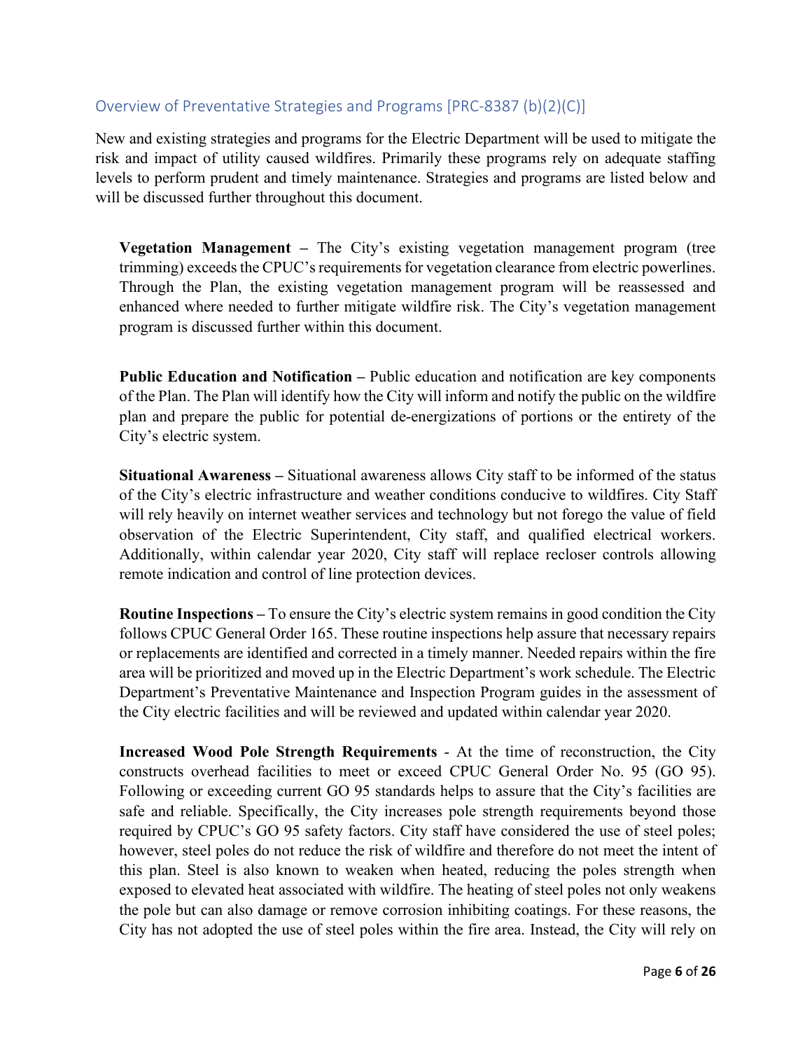## Overview of Preventative Strategies and Programs [PRC-8387 (b)(2)(C)]

New and existing strategies and programs for the Electric Department will be used to mitigate the risk and impact of utility caused wildfires. Primarily these programs rely on adequate staffing levels to perform prudent and timely maintenance. Strategies and programs are listed below and will be discussed further throughout this document.

**Vegetation Management –** The City's existing vegetation management program (tree trimming) exceeds the CPUC's requirements for vegetation clearance from electric powerlines. Through the Plan, the existing vegetation management program will be reassessed and enhanced where needed to further mitigate wildfire risk. The City's vegetation management program is discussed further within this document.

**Public Education and Notification –** Public education and notification are key components of the Plan. The Plan will identify how the City will inform and notify the public on the wildfire plan and prepare the public for potential de-energizations of portions or the entirety of the City's electric system.

**Situational Awareness –** Situational awareness allows City staff to be informed of the status of the City's electric infrastructure and weather conditions conducive to wildfires. City Staff will rely heavily on internet weather services and technology but not forego the value of field observation of the Electric Superintendent, City staff, and qualified electrical workers. Additionally, within calendar year 2020, City staff will replace recloser controls allowing remote indication and control of line protection devices.

**Routine Inspections –** To ensure the City's electric system remains in good condition the City follows CPUC General Order 165. These routine inspections help assure that necessary repairs or replacements are identified and corrected in a timely manner. Needed repairs within the fire area will be prioritized and moved up in the Electric Department's work schedule. The Electric Department's Preventative Maintenance and Inspection Program guides in the assessment of the City electric facilities and will be reviewed and updated within calendar year 2020.

**Increased Wood Pole Strength Requirements** - At the time of reconstruction, the City constructs overhead facilities to meet or exceed CPUC General Order No. 95 (GO 95). Following or exceeding current GO 95 standards helps to assure that the City's facilities are safe and reliable. Specifically, the City increases pole strength requirements beyond those required by CPUC's GO 95 safety factors. City staff have considered the use of steel poles; however, steel poles do not reduce the risk of wildfire and therefore do not meet the intent of this plan. Steel is also known to weaken when heated, reducing the poles strength when exposed to elevated heat associated with wildfire. The heating of steel poles not only weakens the pole but can also damage or remove corrosion inhibiting coatings. For these reasons, the City has not adopted the use of steel poles within the fire area. Instead, the City will rely on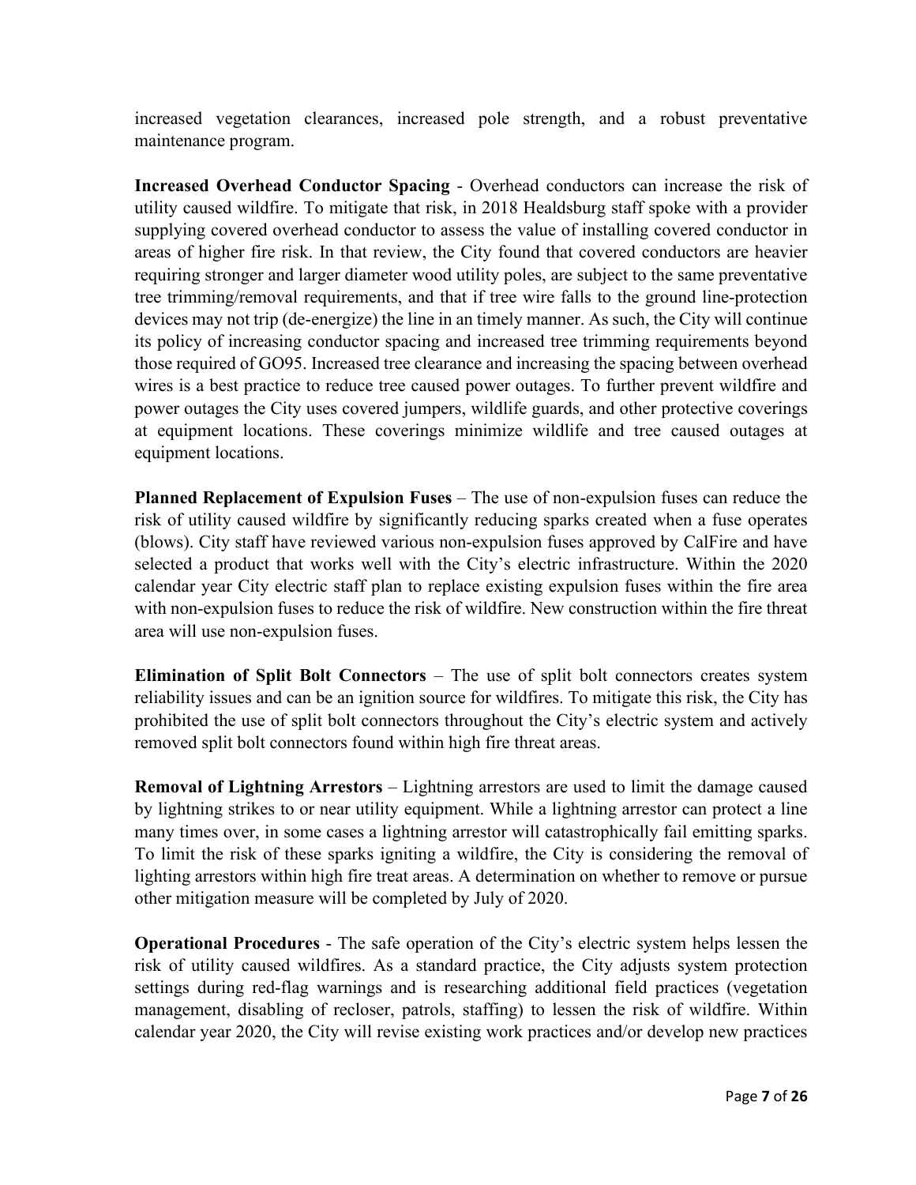increased vegetation clearances, increased pole strength, and a robust preventative maintenance program.

**Increased Overhead Conductor Spacing** - Overhead conductors can increase the risk of utility caused wildfire. To mitigate that risk, in 2018 Healdsburg staff spoke with a provider supplying covered overhead conductor to assess the value of installing covered conductor in areas of higher fire risk. In that review, the City found that covered conductors are heavier requiring stronger and larger diameter wood utility poles, are subject to the same preventative tree trimming/removal requirements, and that if tree wire falls to the ground line-protection devices may not trip (de-energize) the line in an timely manner. As such, the City will continue its policy of increasing conductor spacing and increased tree trimming requirements beyond those required of GO95. Increased tree clearance and increasing the spacing between overhead wires is a best practice to reduce tree caused power outages. To further prevent wildfire and power outages the City uses covered jumpers, wildlife guards, and other protective coverings at equipment locations. These coverings minimize wildlife and tree caused outages at equipment locations.

**Planned Replacement of Expulsion Fuses** – The use of non-expulsion fuses can reduce the risk of utility caused wildfire by significantly reducing sparks created when a fuse operates (blows). City staff have reviewed various non-expulsion fuses approved by CalFire and have selected a product that works well with the City's electric infrastructure. Within the 2020 calendar year City electric staff plan to replace existing expulsion fuses within the fire area with non-expulsion fuses to reduce the risk of wildfire. New construction within the fire threat area will use non-expulsion fuses.

**Elimination of Split Bolt Connectors** – The use of split bolt connectors creates system reliability issues and can be an ignition source for wildfires. To mitigate this risk, the City has prohibited the use of split bolt connectors throughout the City's electric system and actively removed split bolt connectors found within high fire threat areas.

**Removal of Lightning Arrestors** – Lightning arrestors are used to limit the damage caused by lightning strikes to or near utility equipment. While a lightning arrestor can protect a line many times over, in some cases a lightning arrestor will catastrophically fail emitting sparks. To limit the risk of these sparks igniting a wildfire, the City is considering the removal of lighting arrestors within high fire treat areas. A determination on whether to remove or pursue other mitigation measure will be completed by July of 2020.

**Operational Procedures** - The safe operation of the City's electric system helps lessen the risk of utility caused wildfires. As a standard practice, the City adjusts system protection settings during red-flag warnings and is researching additional field practices (vegetation management, disabling of recloser, patrols, staffing) to lessen the risk of wildfire. Within calendar year 2020, the City will revise existing work practices and/or develop new practices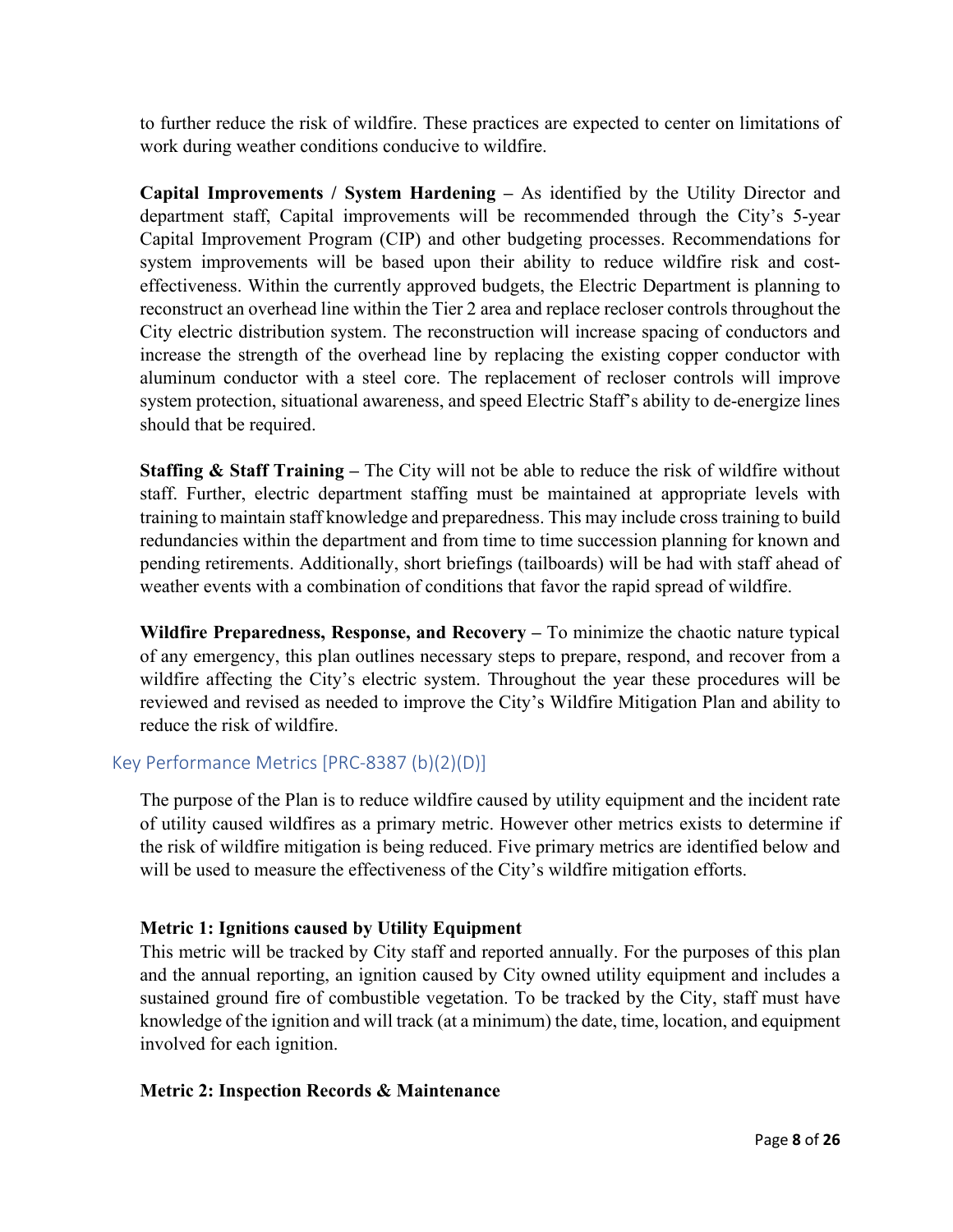to further reduce the risk of wildfire. These practices are expected to center on limitations of work during weather conditions conducive to wildfire.

**Capital Improvements / System Hardening –** As identified by the Utility Director and department staff, Capital improvements will be recommended through the City's 5-year Capital Improvement Program (CIP) and other budgeting processes. Recommendations for system improvements will be based upon their ability to reduce wildfire risk and cost-effectiveness. Within the currently approved budgets, the Electric Department is planning to reconstruct an overhead line within the Tier 2 area and replace recloser controls throughout the City electric distribution system. The reconstruction will increase spacing of conductors and increase the strength of the overhead line by replacing the existing copper conductor with aluminum conductor with a steel core. The replacement of recloser controls will improve system protection, situational awareness, and speed Electric Staff's ability to de-energize lines should that be required.

**Staffing & Staff Training –** The City will not be able to reduce the risk of wildfire without staff. Further, electric department staffing must be maintained at appropriate levels with training to maintain staff knowledge and preparedness. This may include cross training to build redundancies within the department and from time to time succession planning for known and pending retirements. Additionally, short briefings (tailboards) will be had with staff ahead of weather events with a combination of conditions that favor the rapid spread of wildfire.

**Wildfire Preparedness, Response, and Recovery –** To minimize the chaotic nature typical of any emergency, this plan outlines necessary steps to prepare, respond, and recover from a wildfire affecting the City's electric system. Throughout the year these procedures will be reviewed and revised as needed to improve the City's Wildfire Mitigation Plan and ability to reduce the risk of wildfire.

## Key Performance Metrics [PRC-8387 (b)(2)(D)]

The purpose of the Plan is to reduce wildfire caused by utility equipment and the incident rate of utility caused wildfires as a primary metric. However other metrics exists to determine if the risk of wildfire mitigation is being reduced. Five primary metrics are identified below and will be used to measure the effectiveness of the City's wildfire mitigation efforts.

**Metric 1: Ignitions caused by Utility Equipment**

This metric will be tracked by City staff and reported annually. For the purposes of this plan and the annual reporting, an ignition caused by City owned utility equipment and includes a sustained ground fire of combustible vegetation. To be tracked by the City, staff must have knowledge of the ignition and will track (at a minimum) the date, time, location, and equipment involved for each ignition.

**Metric 2: Inspection Records & Maintenance**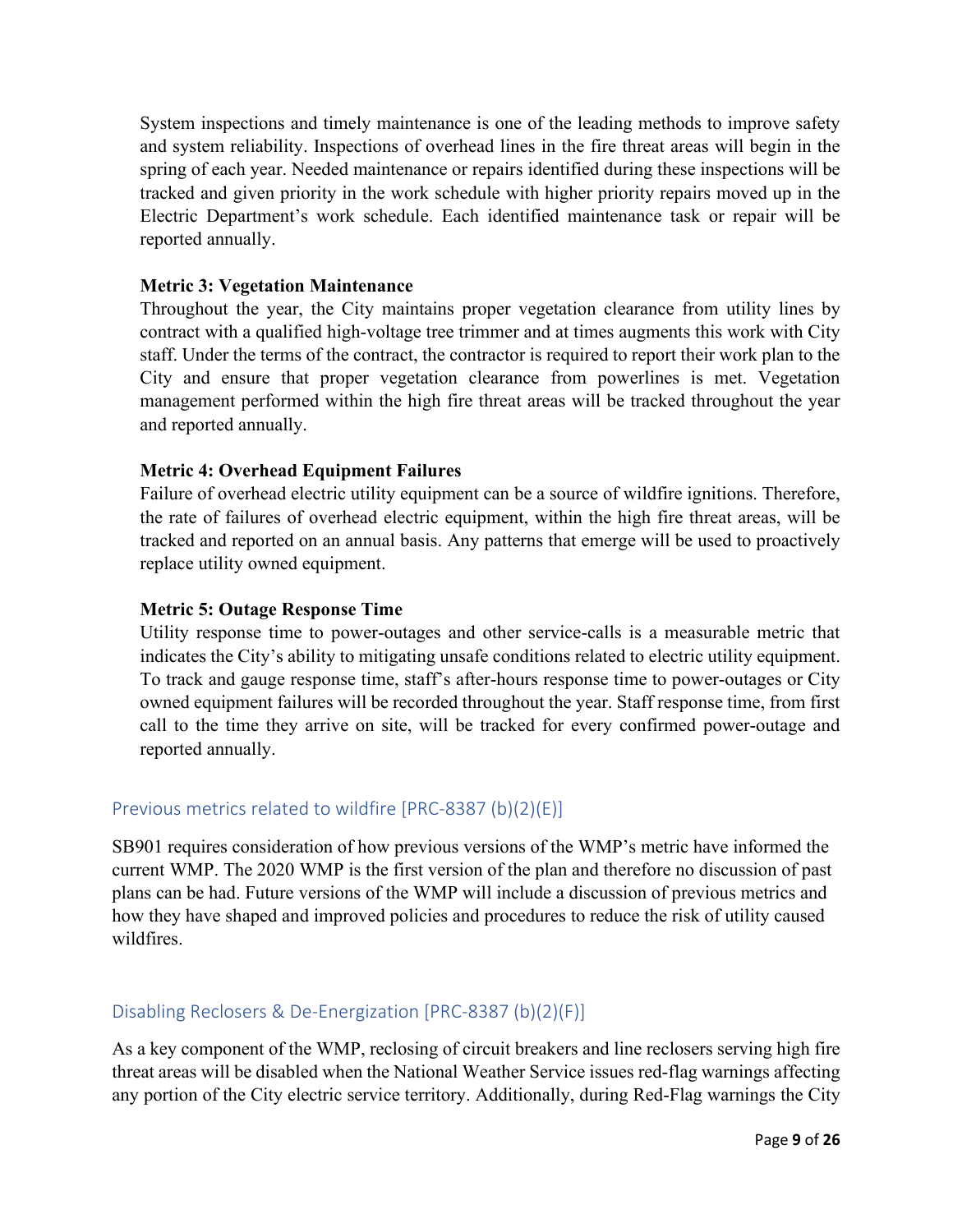System inspections and timely maintenance is one of the leading methods to improve safety and system reliability. Inspections of overhead lines in the fire threat areas will begin in the spring of each year. Needed maintenance or repairs identified during these inspections will be tracked and given priority in the work schedule with higher priority repairs moved up in the Electric Department's work schedule. Each identified maintenance task or repair will be reported annually.

**Metric 3: Vegetation Maintenance**

Throughout the year, the City maintains proper vegetation clearance from utility lines by contract with a qualified high-voltage tree trimmer and at times augments this work with City staff. Under the terms of the contract, the contractor is required to report their work plan to the City and ensure that proper vegetation clearance from powerlines is met. Vegetation management performed within the high fire threat areas will be tracked throughout the year and reported annually.

**Metric 4: Overhead Equipment Failures**

Failure of overhead electric utility equipment can be a source of wildfire ignitions. Therefore, the rate of failures of overhead electric equipment, within the high fire threat areas, will be tracked and reported on an annual basis. Any patterns that emerge will be used to proactively replace utility owned equipment.

**Metric 5: Outage Response Time**

Utility response time to power-outages and other service-calls is a measurable metric that indicates the City's ability to mitigating unsafe conditions related to electric utility equipment. To track and gauge response time, staff's after-hours response time to power-outages or City owned equipment failures will be recorded throughout the year. Staff response time, from first call to the time they arrive on site, will be tracked for every confirmed power-outage and reported annually.

## Previous metrics related to wildfire [PRC-8387 (b)(2)(E)]

SB901 requires consideration of how previous versions of the WMP's metric have informed the current WMP. The 2020 WMP is the first version of the plan and therefore no discussion of past plans can be had. Future versions of the WMP will include a discussion of previous metrics and how they have shaped and improved policies and procedures to reduce the risk of utility caused wildfires.

## Disabling Reclosers & De-Energization [PRC-8387 (b)(2)(F)]

As a key component of the WMP, reclosing of circuit breakers and line reclosers serving high fire threat areas will be disabled when the National Weather Service issues red-flag warnings affecting any portion of the City electric service territory. Additionally, during Red-Flag warnings the City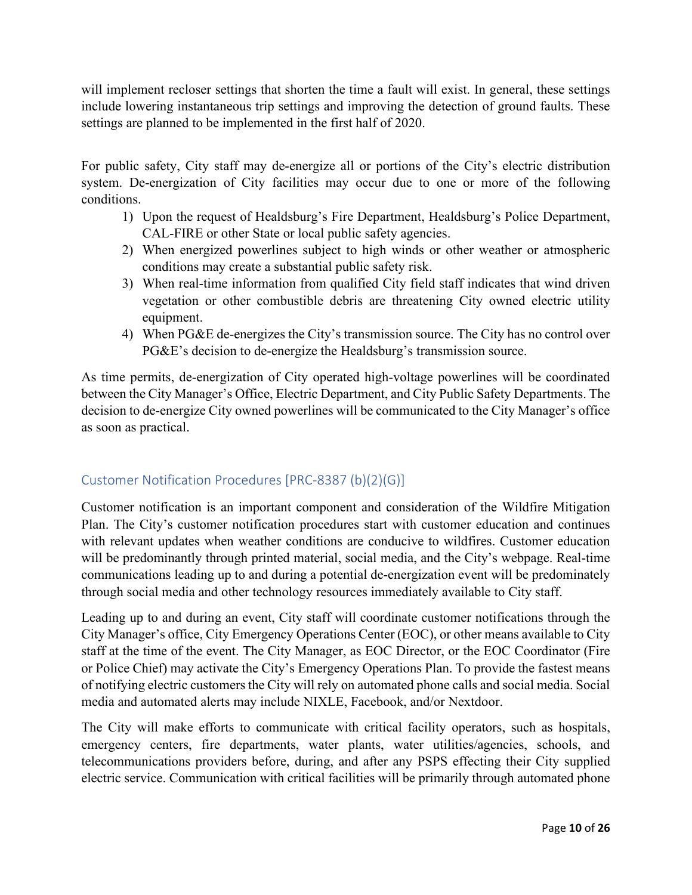will implement recloser settings that shorten the time a fault will exist. In general, these settings include lowering instantaneous trip settings and improving the detection of ground faults. These settings are planned to be implemented in the first half of 2020.

For public safety, City staff may de-energize all or portions of the City's electric distribution system. De-energization of City facilities may occur due to one or more of the following conditions.

1) Upon the request of Healdsburg's Fire Department, Healdsburg's Police Department, CAL-FIRE or other State or local public safety agencies.
2) When energized powerlines subject to high winds or other weather or atmospheric conditions may create a substantial public safety risk.
3) When real-time information from qualified City field staff indicates that wind driven vegetation or other combustible debris are threatening City owned electric utility equipment.
4) When PG&E de-energizes the City's transmission source. The City has no control over PG&E's decision to de-energize the Healdsburg's transmission source.

As time permits, de-energization of City operated high-voltage powerlines will be coordinated between the City Manager's Office, Electric Department, and City Public Safety Departments. The decision to de-energize City owned powerlines will be communicated to the City Manager's office as soon as practical.

## Customer Notification Procedures [PRC-8387 (b)(2)(G)]

Customer notification is an important component and consideration of the Wildfire Mitigation Plan. The City's customer notification procedures start with customer education and continues with relevant updates when weather conditions are conducive to wildfires. Customer education will be predominantly through printed material, social media, and the City's webpage. Real-time communications leading up to and during a potential de-energization event will be predominately through social media and other technology resources immediately available to City staff.

Leading up to and during an event, City staff will coordinate customer notifications through the City Manager's office, City Emergency Operations Center (EOC), or other means available to City staff at the time of the event. The City Manager, as EOC Director, or the EOC Coordinator (Fire or Police Chief) may activate the City's Emergency Operations Plan. To provide the fastest means of notifying electric customers the City will rely on automated phone calls and social media. Social media and automated alerts may include NIXLE, Facebook, and/or Nextdoor.

The City will make efforts to communicate with critical facility operators, such as hospitals, emergency centers, fire departments, water plants, water utilities/agencies, schools, and telecommunications providers before, during, and after any PSPS effecting their City supplied electric service. Communication with critical facilities will be primarily through automated phone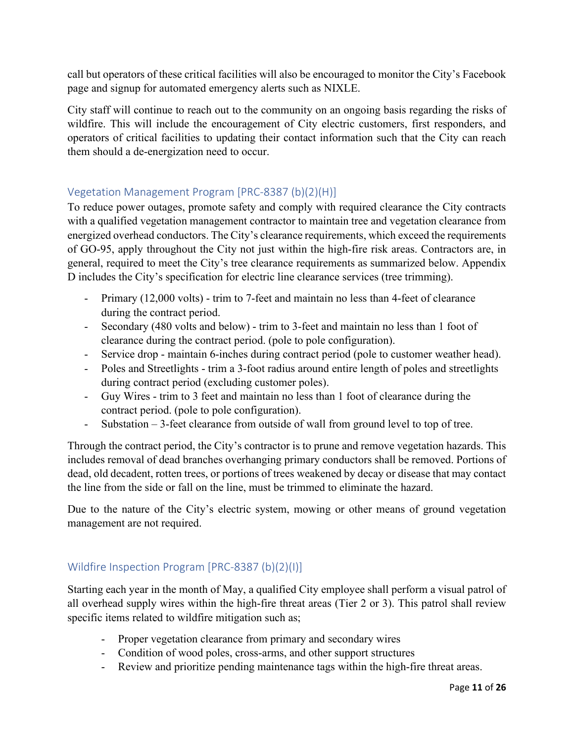call but operators of these critical facilities will also be encouraged to monitor the City's Facebook page and signup for automated emergency alerts such as NIXLE.

City staff will continue to reach out to the community on an ongoing basis regarding the risks of wildfire. This will include the encouragement of City electric customers, first responders, and operators of critical facilities to updating their contact information such that the City can reach them should a de-energization need to occur.

## Vegetation Management Program [PRC-8387 (b)(2)(H)]

To reduce power outages, promote safety and comply with required clearance the City contracts with a qualified vegetation management contractor to maintain tree and vegetation clearance from energized overhead conductors. The City's clearance requirements, which exceed the requirements of GO-95, apply throughout the City not just within the high-fire risk areas. Contractors are, in general, required to meet the City's tree clearance requirements as summarized below. Appendix D includes the City's specification for electric line clearance services (tree trimming).

- Primary (12,000 volts) - trim to 7-feet and maintain no less than 4-feet of clearance during the contract period.
- Secondary (480 volts and below) - trim to 3-feet and maintain no less than 1 foot of clearance during the contract period. (pole to pole configuration).
- Service drop - maintain 6-inches during contract period (pole to customer weather head).
- Poles and Streetlights - trim a 3-foot radius around entire length of poles and streetlights during contract period (excluding customer poles).
- Guy Wires - trim to 3 feet and maintain no less than 1 foot of clearance during the contract period. (pole to pole configuration).
- Substation – 3-feet clearance from outside of wall from ground level to top of tree.

Through the contract period, the City's contractor is to prune and remove vegetation hazards. This includes removal of dead branches overhanging primary conductors shall be removed. Portions of dead, old decadent, rotten trees, or portions of trees weakened by decay or disease that may contact the line from the side or fall on the line, must be trimmed to eliminate the hazard.

Due to the nature of the City's electric system, mowing or other means of ground vegetation management are not required.

## Wildfire Inspection Program [PRC-8387 (b)(2)(I)]

Starting each year in the month of May, a qualified City employee shall perform a visual patrol of all overhead supply wires within the high-fire threat areas (Tier 2 or 3). This patrol shall review specific items related to wildfire mitigation such as;

- Proper vegetation clearance from primary and secondary wires
- Condition of wood poles, cross-arms, and other support structures
- Review and prioritize pending maintenance tags within the high-fire threat areas.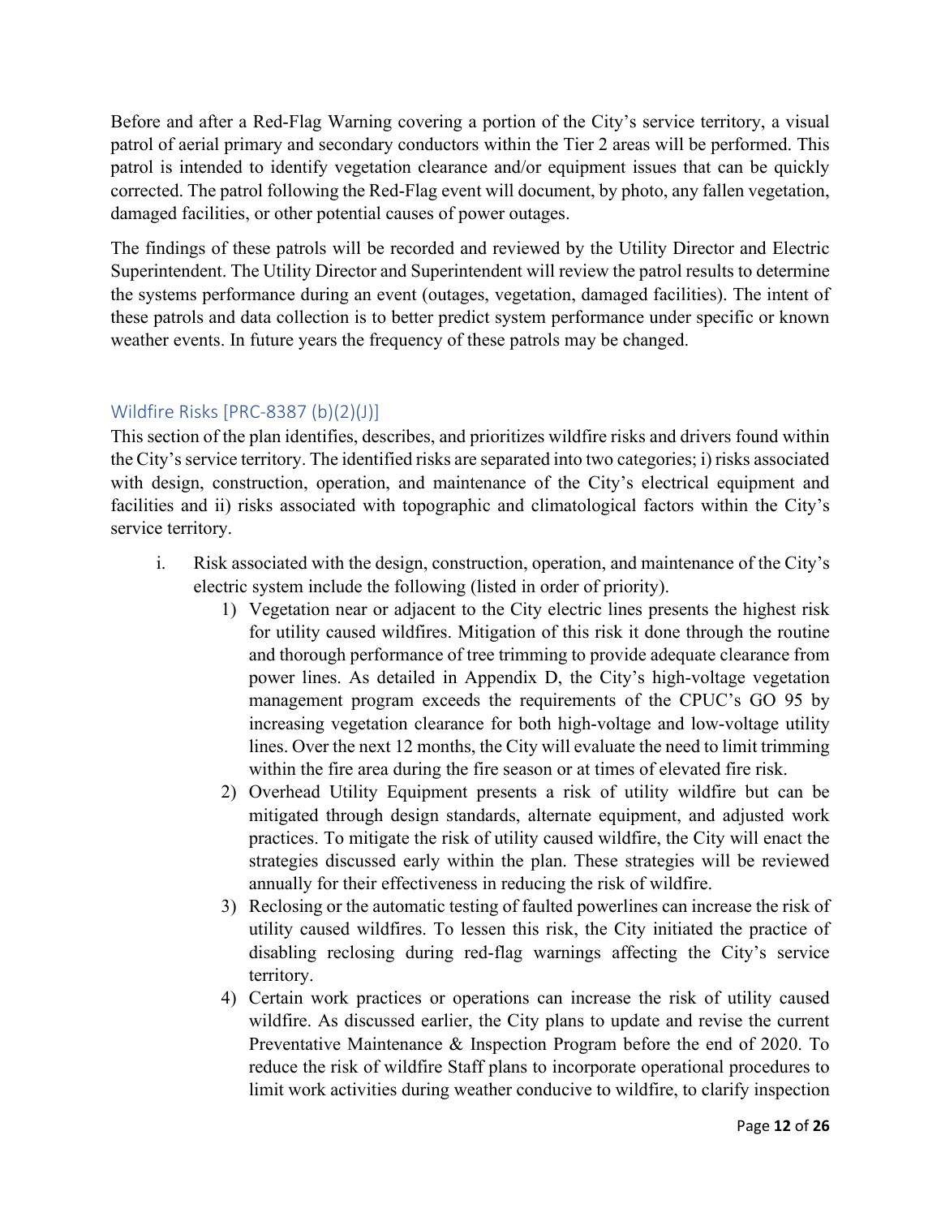Before and after a Red-Flag Warning covering a portion of the City's service territory, a visual patrol of aerial primary and secondary conductors within the Tier 2 areas will be performed. This patrol is intended to identify vegetation clearance and/or equipment issues that can be quickly corrected. The patrol following the Red-Flag event will document, by photo, any fallen vegetation, damaged facilities, or other potential causes of power outages.

The findings of these patrols will be recorded and reviewed by the Utility Director and Electric Superintendent. The Utility Director and Superintendent will review the patrol results to determine the systems performance during an event (outages, vegetation, damaged facilities). The intent of these patrols and data collection is to better predict system performance under specific or known weather events. In future years the frequency of these patrols may be changed.

## Wildfire Risks [PRC-8387 (b)(2)(J)]

This section of the plan identifies, describes, and prioritizes wildfire risks and drivers found within the City's service territory. The identified risks are separated into two categories; i) risks associated with design, construction, operation, and maintenance of the City's electrical equipment and facilities and ii) risks associated with topographic and climatological factors within the City's service territory.

i. Risk associated with the design, construction, operation, and maintenance of the City's electric system include the following (listed in order of priority).
   1) Vegetation near or adjacent to the City electric lines presents the highest risk for utility caused wildfires. Mitigation of this risk it done through the routine and thorough performance of tree trimming to provide adequate clearance from power lines. As detailed in Appendix D, the City's high-voltage vegetation management program exceeds the requirements of the CPUC's GO 95 by increasing vegetation clearance for both high-voltage and low-voltage utility lines. Over the next 12 months, the City will evaluate the need to limit trimming within the fire area during the fire season or at times of elevated fire risk.
   2) Overhead Utility Equipment presents a risk of utility wildfire but can be mitigated through design standards, alternate equipment, and adjusted work practices. To mitigate the risk of utility caused wildfire, the City will enact the strategies discussed early within the plan. These strategies will be reviewed annually for their effectiveness in reducing the risk of wildfire.
   3) Reclosing or the automatic testing of faulted powerlines can increase the risk of utility caused wildfires. To lessen this risk, the City initiated the practice of disabling reclosing during red-flag warnings affecting the City's service territory.
   4) Certain work practices or operations can increase the risk of utility caused wildfire. As discussed earlier, the City plans to update and revise the current Preventative Maintenance & Inspection Program before the end of 2020. To reduce the risk of wildfire Staff plans to incorporate operational procedures to limit work activities during weather conducive to wildfire, to clarify inspection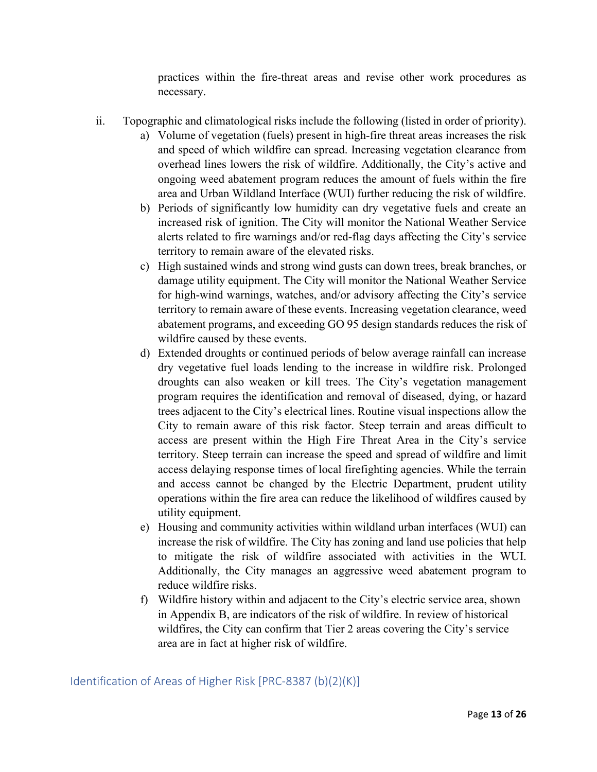practices within the fire-threat areas and revise other work procedures as necessary.

ii. Topographic and climatological risks include the following (listed in order of priority).

   a) Volume of vegetation (fuels) present in high-fire threat areas increases the risk and speed of which wildfire can spread. Increasing vegetation clearance from overhead lines lowers the risk of wildfire. Additionally, the City's active and ongoing weed abatement program reduces the amount of fuels within the fire area and Urban Wildland Interface (WUI) further reducing the risk of wildfire.

   b) Periods of significantly low humidity can dry vegetative fuels and create an increased risk of ignition. The City will monitor the National Weather Service alerts related to fire warnings and/or red-flag days affecting the City's service territory to remain aware of the elevated risks.

   c) High sustained winds and strong wind gusts can down trees, break branches, or damage utility equipment. The City will monitor the National Weather Service for high-wind warnings, watches, and/or advisory affecting the City's service territory to remain aware of these events. Increasing vegetation clearance, weed abatement programs, and exceeding GO 95 design standards reduces the risk of wildfire caused by these events.

   d) Extended droughts or continued periods of below average rainfall can increase dry vegetative fuel loads lending to the increase in wildfire risk. Prolonged droughts can also weaken or kill trees. The City's vegetation management program requires the identification and removal of diseased, dying, or hazard trees adjacent to the City's electrical lines. Routine visual inspections allow the City to remain aware of this risk factor. Steep terrain and areas difficult to access are present within the High Fire Threat Area in the City's service territory. Steep terrain can increase the speed and spread of wildfire and limit access delaying response times of local firefighting agencies. While the terrain and access cannot be changed by the Electric Department, prudent utility operations within the fire area can reduce the likelihood of wildfires caused by utility equipment.

   e) Housing and community activities within wildland urban interfaces (WUI) can increase the risk of wildfire. The City has zoning and land use policies that help to mitigate the risk of wildfire associated with activities in the WUI. Additionally, the City manages an aggressive weed abatement program to reduce wildfire risks.

   f) Wildfire history within and adjacent to the City's electric service area, shown in Appendix B, are indicators of the risk of wildfire. In review of historical wildfires, the City can confirm that Tier 2 areas covering the City's service area are in fact at higher risk of wildfire.

## Identification of Areas of Higher Risk [PRC-8387 (b)(2)(K)]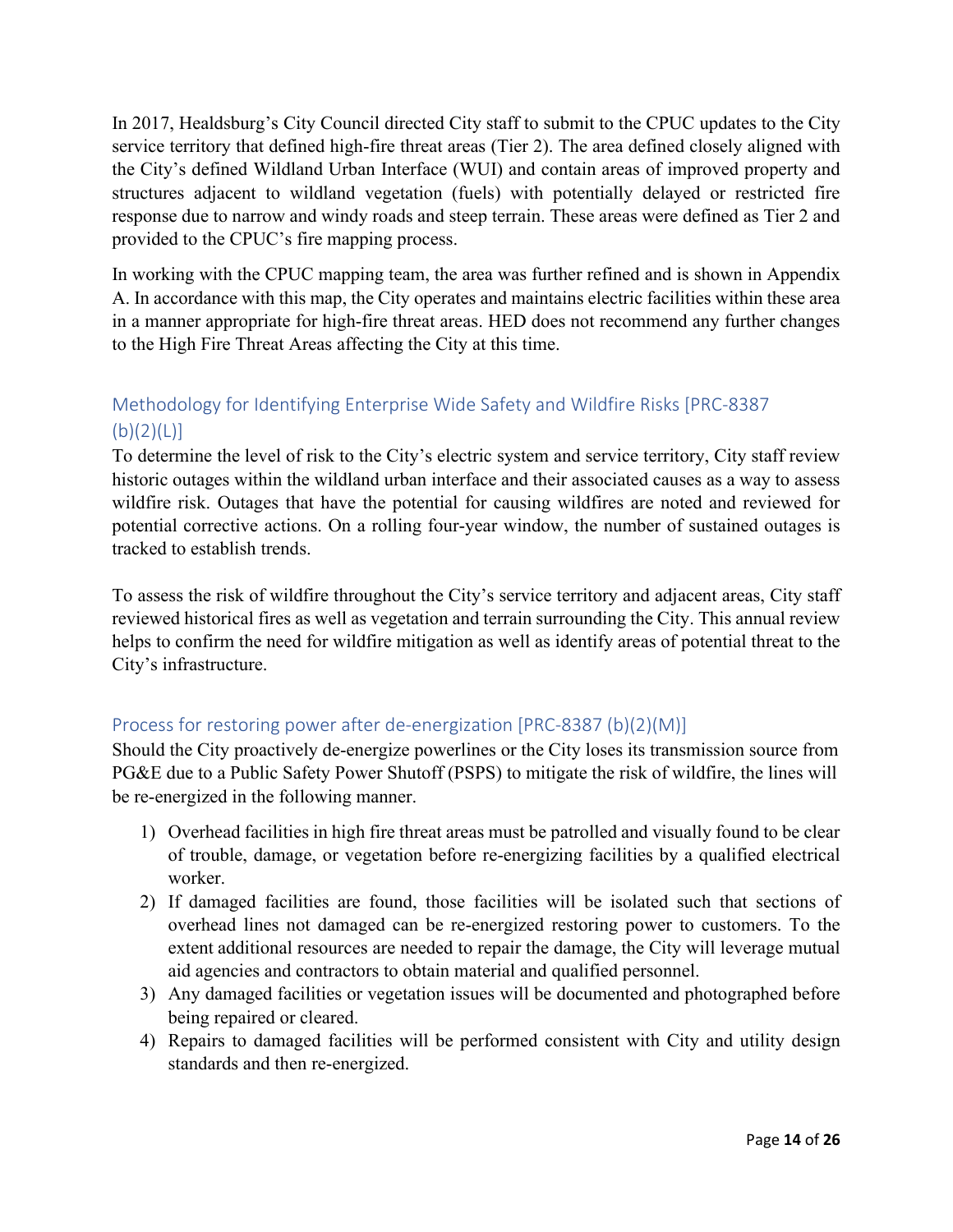In 2017, Healdsburg's City Council directed City staff to submit to the CPUC updates to the City service territory that defined high-fire threat areas (Tier 2). The area defined closely aligned with the City's defined Wildland Urban Interface (WUI) and contain areas of improved property and structures adjacent to wildland vegetation (fuels) with potentially delayed or restricted fire response due to narrow and windy roads and steep terrain. These areas were defined as Tier 2 and provided to the CPUC's fire mapping process.

In working with the CPUC mapping team, the area was further refined and is shown in Appendix A. In accordance with this map, the City operates and maintains electric facilities within these area in a manner appropriate for high-fire threat areas. HED does not recommend any further changes to the High Fire Threat Areas affecting the City at this time.

## Methodology for Identifying Enterprise Wide Safety and Wildfire Risks [PRC-8387 (b)(2)(L)]

To determine the level of risk to the City's electric system and service territory, City staff review historic outages within the wildland urban interface and their associated causes as a way to assess wildfire risk. Outages that have the potential for causing wildfires are noted and reviewed for potential corrective actions. On a rolling four-year window, the number of sustained outages is tracked to establish trends.

To assess the risk of wildfire throughout the City's service territory and adjacent areas, City staff reviewed historical fires as well as vegetation and terrain surrounding the City. This annual review helps to confirm the need for wildfire mitigation as well as identify areas of potential threat to the City's infrastructure.

## Process for restoring power after de-energization [PRC-8387 (b)(2)(M)]

Should the City proactively de-energize powerlines or the City loses its transmission source from PG&E due to a Public Safety Power Shutoff (PSPS) to mitigate the risk of wildfire, the lines will be re-energized in the following manner.

1) Overhead facilities in high fire threat areas must be patrolled and visually found to be clear of trouble, damage, or vegetation before re-energizing facilities by a qualified electrical worker.
2) If damaged facilities are found, those facilities will be isolated such that sections of overhead lines not damaged can be re-energized restoring power to customers. To the extent additional resources are needed to repair the damage, the City will leverage mutual aid agencies and contractors to obtain material and qualified personnel.
3) Any damaged facilities or vegetation issues will be documented and photographed before being repaired or cleared.
4) Repairs to damaged facilities will be performed consistent with City and utility design standards and then re-energized.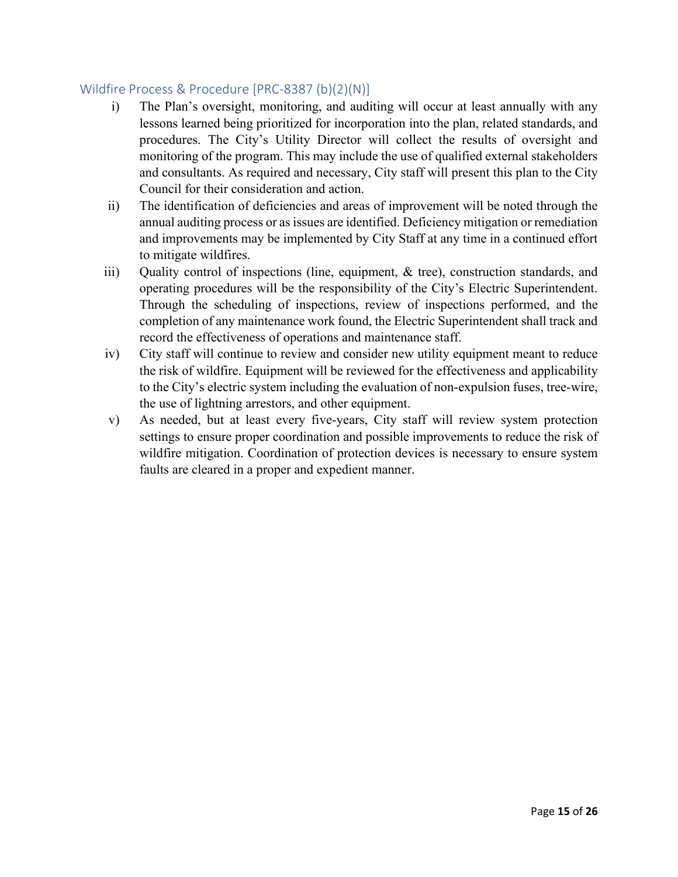## Wildfire Process & Procedure [PRC-8387 (b)(2)(N)]

i) The Plan's oversight, monitoring, and auditing will occur at least annually with any lessons learned being prioritized for incorporation into the plan, related standards, and procedures. The City's Utility Director will collect the results of oversight and monitoring of the program. This may include the use of qualified external stakeholders and consultants. As required and necessary, City staff will present this plan to the City Council for their consideration and action.

ii) The identification of deficiencies and areas of improvement will be noted through the annual auditing process or as issues are identified. Deficiency mitigation or remediation and improvements may be implemented by City Staff at any time in a continued effort to mitigate wildfires.

iii) Quality control of inspections (line, equipment, & tree), construction standards, and operating procedures will be the responsibility of the City's Electric Superintendent. Through the scheduling of inspections, review of inspections performed, and the completion of any maintenance work found, the Electric Superintendent shall track and record the effectiveness of operations and maintenance staff.

iv) City staff will continue to review and consider new utility equipment meant to reduce the risk of wildfire. Equipment will be reviewed for the effectiveness and applicability to the City's electric system including the evaluation of non-expulsion fuses, tree-wire, the use of lightning arrestors, and other equipment.

v) As needed, but at least every five-years, City staff will review system protection settings to ensure proper coordination and possible improvements to reduce the risk of wildfire mitigation. Coordination of protection devices is necessary to ensure system faults are cleared in a proper and expedient manner.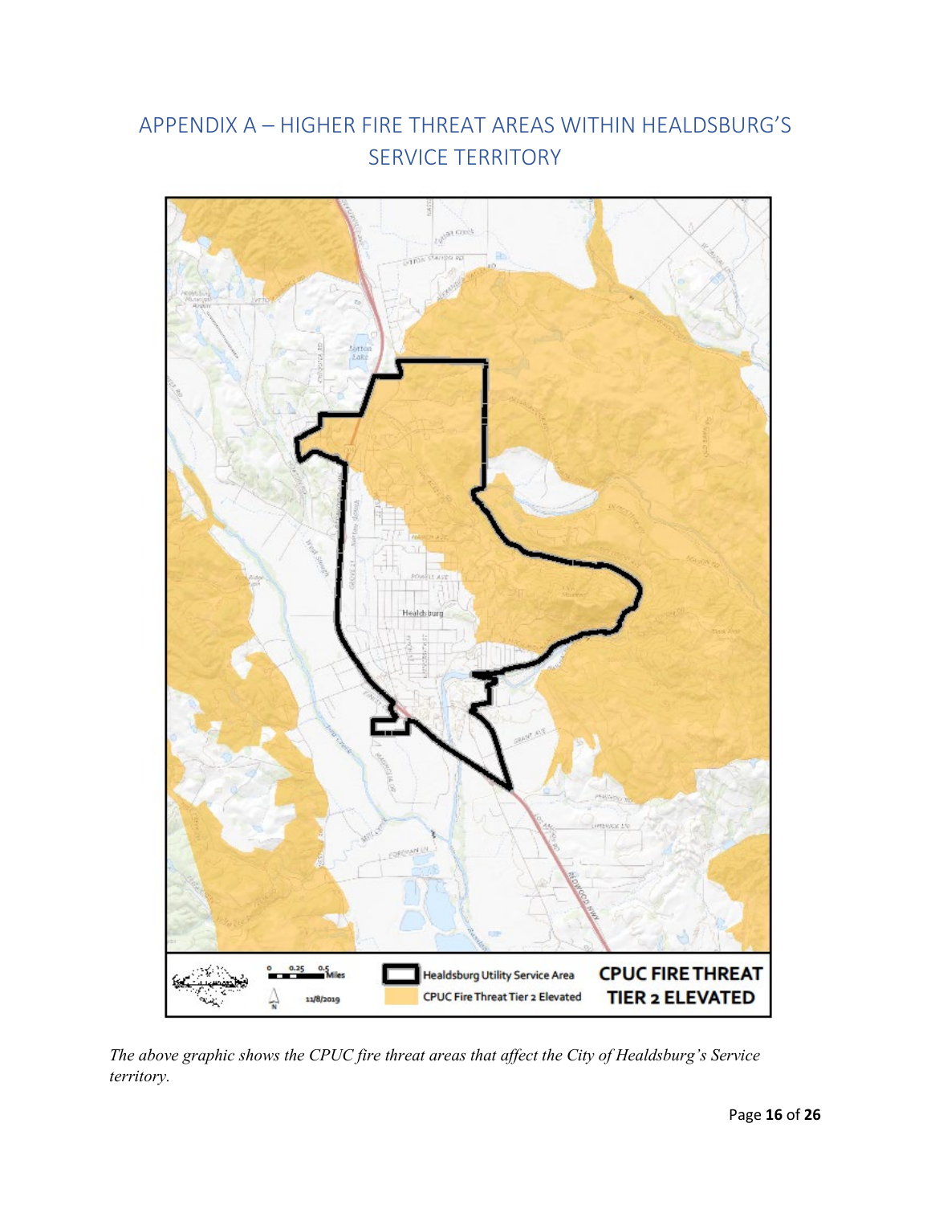# APPENDIX A – HIGHER FIRE THREAT AREAS WITHIN HEALDSBURG'S SERVICE TERRITORY

Healdsburg Utility Service Area

CPUC Fire Threat Tier 2 Elevated

CPUC FIRE THREAT TIER 2 ELEVATED

0 0.25 0.5 Miles

N

11/8/2019

*The above graphic shows the CPUC fire threat areas that affect the City of Healdsburg's Service territory.*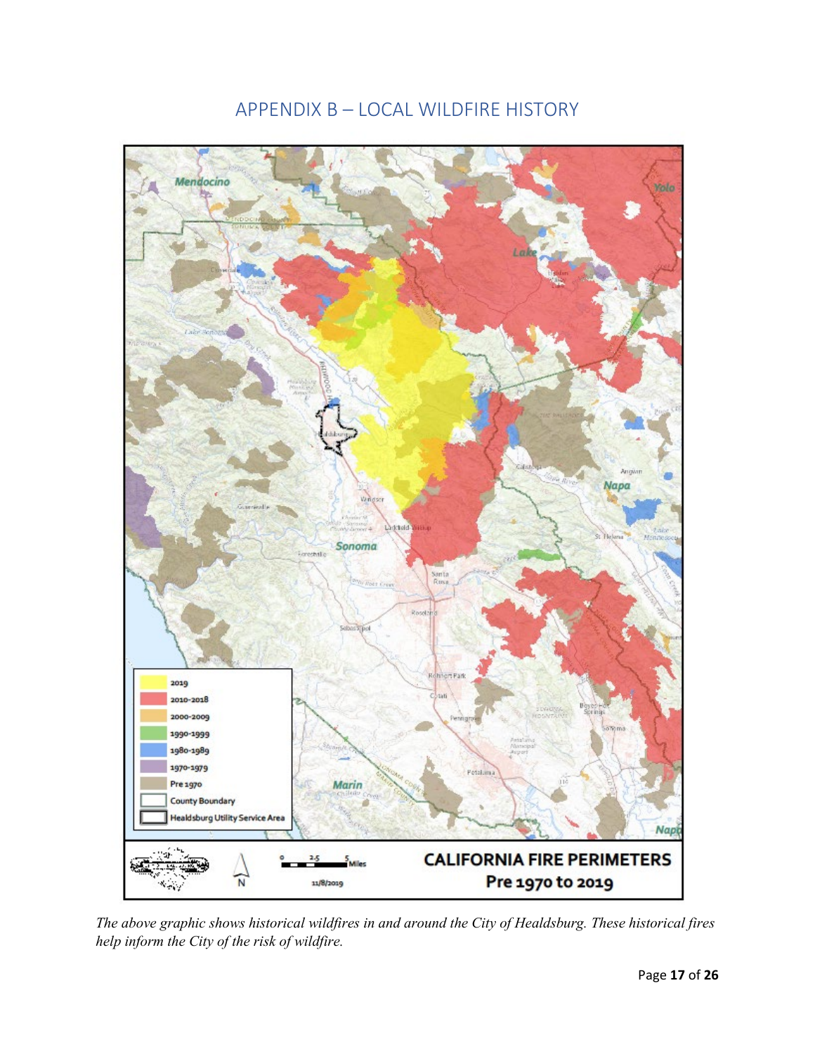# APPENDIX B – LOCAL WILDFIRE HISTORY

2019
2010-2018
2000-2009
1990-1999
1980-1989
1970-1979
Pre 1970
County Boundary
Healdsburg Utility Service Area

0 2.5 5 Miles
11/8/2019

CALIFORNIA FIRE PERIMETERS
Pre 1970 to 2019

*The above graphic shows historical wildfires in and around the City of Healdsburg. These historical fires help inform the City of the risk of wildfire.*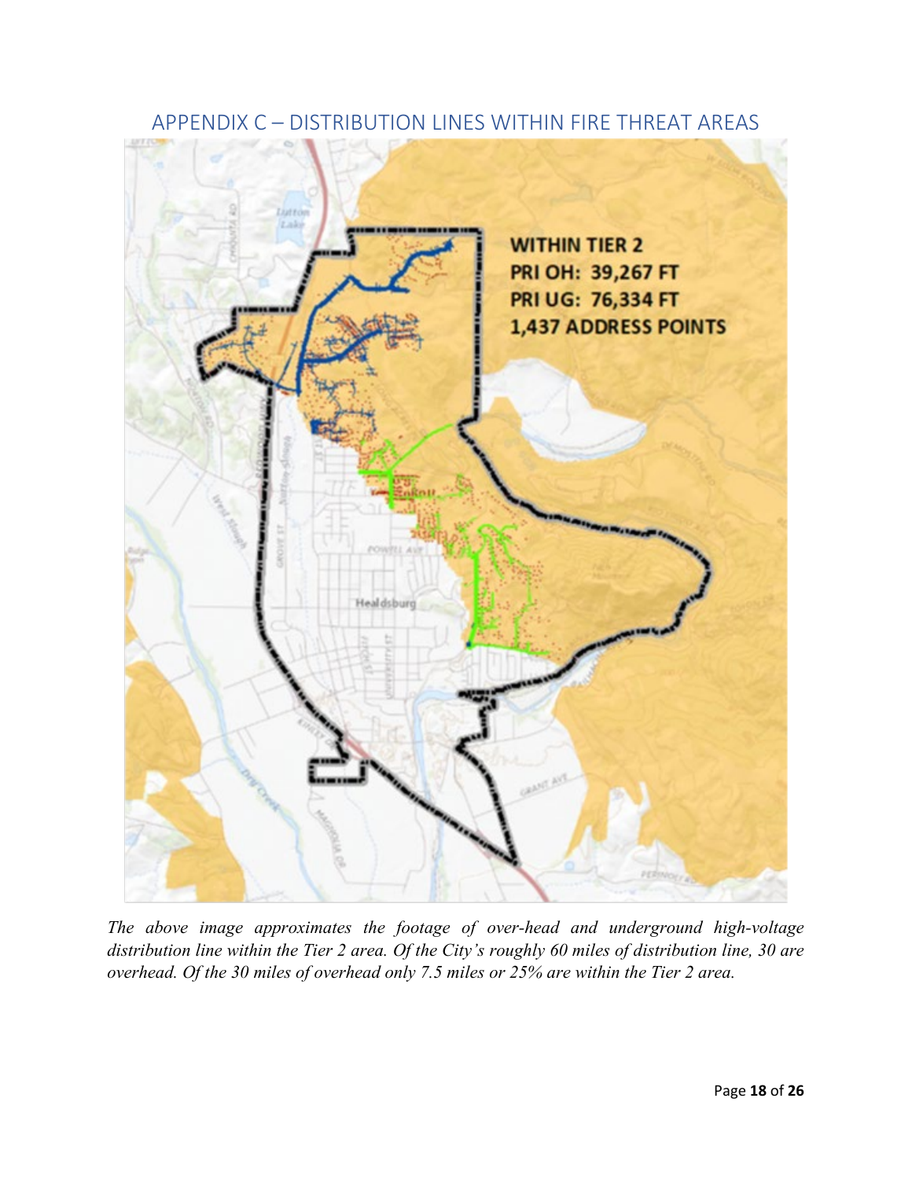## APPENDIX C – DISTRIBUTION LINES WITHIN FIRE THREAT AREAS

**WITHIN TIER 2**
**PRI OH: 39,267 FT**
**PRI UG: 76,334 FT**
**1,437 ADDRESS POINTS**

*The above image approximates the footage of over-head and underground high-voltage distribution line within the Tier 2 area. Of the City's roughly 60 miles of distribution line, 30 are overhead. Of the 30 miles of overhead only 7.5 miles or 25% are within the Tier 2 area.*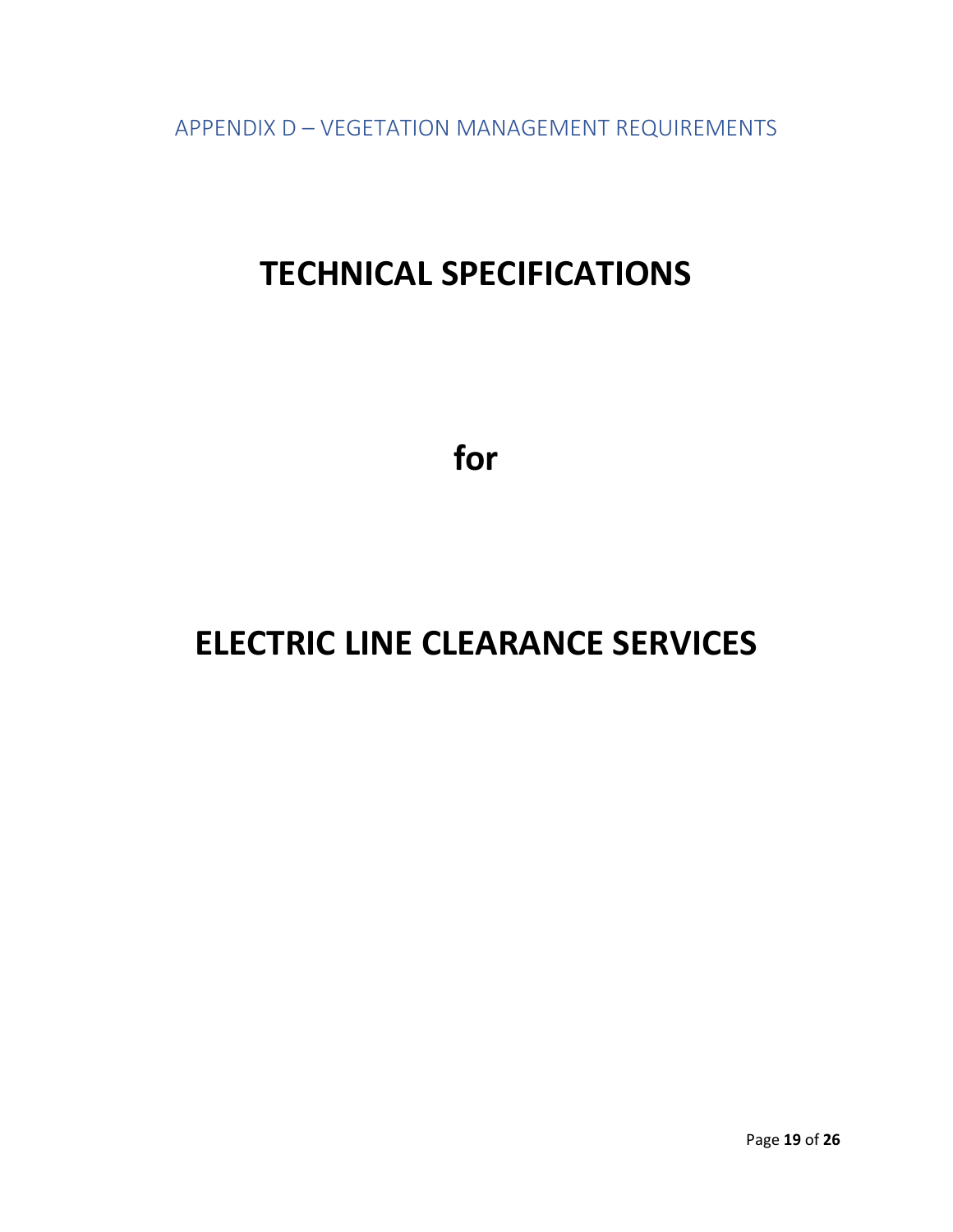APPENDIX D – VEGETATION MANAGEMENT REQUIREMENTS

# TECHNICAL SPECIFICATIONS

# for

# ELECTRIC LINE CLEARANCE SERVICES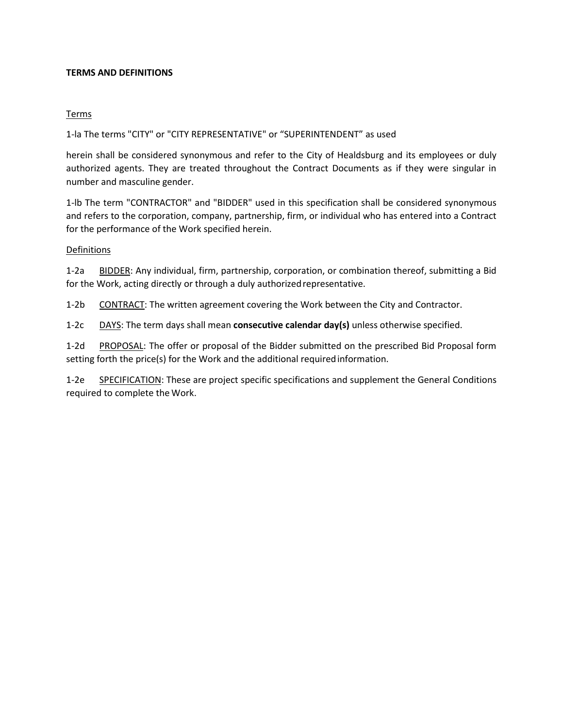**TERMS AND DEFINITIONS**

Terms

1-la The terms "CITY" or "CITY REPRESENTATIVE" or "SUPERINTENDENT" as used

herein shall be considered synonymous and refer to the City of Healdsburg and its employees or duly authorized agents. They are treated throughout the Contract Documents as if they were singular in number and masculine gender.

1-lb The term "CONTRACTOR" and "BIDDER" used in this specification shall be considered synonymous and refers to the corporation, company, partnership, firm, or individual who has entered into a Contract for the performance of the Work specified herein.

Definitions

1-2a BIDDER: Any individual, firm, partnership, corporation, or combination thereof, submitting a Bid for the Work, acting directly or through a duly authorized representative.

1-2b CONTRACT: The written agreement covering the Work between the City and Contractor.

1-2c DAYS: The term days shall mean **consecutive calendar day(s)** unless otherwise specified.

1-2d PROPOSAL: The offer or proposal of the Bidder submitted on the prescribed Bid Proposal form setting forth the price(s) for the Work and the additional required information.

1-2e SPECIFICATION: These are project specific specifications and supplement the General Conditions required to complete the Work.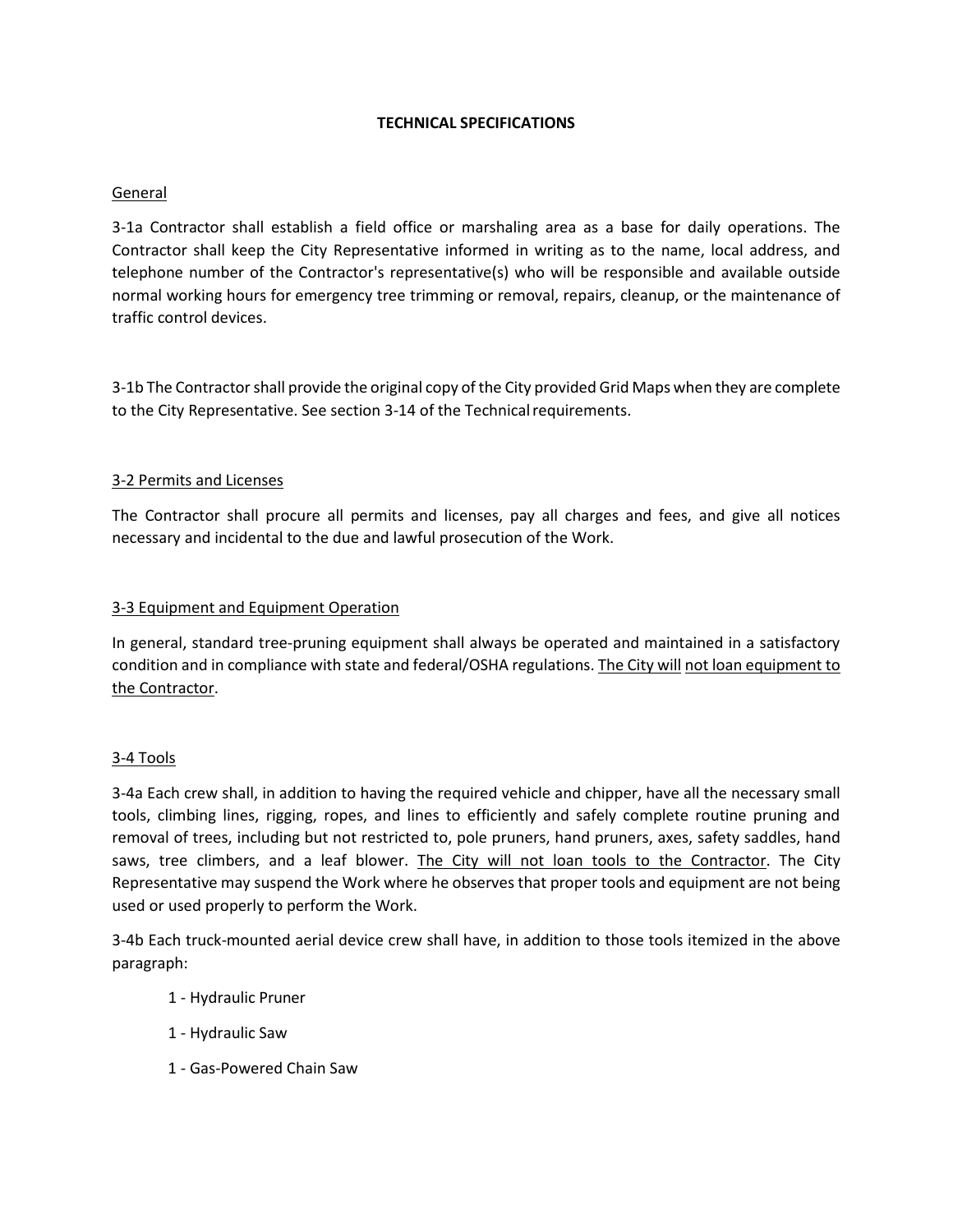# TECHNICAL SPECIFICATIONS

General

3-1a Contractor shall establish a field office or marshaling area as a base for daily operations. The Contractor shall keep the City Representative informed in writing as to the name, local address, and telephone number of the Contractor's representative(s) who will be responsible and available outside normal working hours for emergency tree trimming or removal, repairs, cleanup, or the maintenance of traffic control devices.

3-1b The Contractor shall provide the original copy of the City provided Grid Maps when they are complete to the City Representative. See section 3-14 of the Technical requirements.

3-2 Permits and Licenses

The Contractor shall procure all permits and licenses, pay all charges and fees, and give all notices necessary and incidental to the due and lawful prosecution of the Work.

3-3 Equipment and Equipment Operation

In general, standard tree-pruning equipment shall always be operated and maintained in a satisfactory condition and in compliance with state and federal/OSHA regulations. The City will not loan equipment to the Contractor.

3-4 Tools

3-4a Each crew shall, in addition to having the required vehicle and chipper, have all the necessary small tools, climbing lines, rigging, ropes, and lines to efficiently and safely complete routine pruning and removal of trees, including but not restricted to, pole pruners, hand pruners, axes, safety saddles, hand saws, tree climbers, and a leaf blower. The City will not loan tools to the Contractor. The City Representative may suspend the Work where he observes that proper tools and equipment are not being used or used properly to perform the Work.

3-4b Each truck-mounted aerial device crew shall have, in addition to those tools itemized in the above paragraph:

1 - Hydraulic Pruner

1 - Hydraulic Saw

1 - Gas-Powered Chain Saw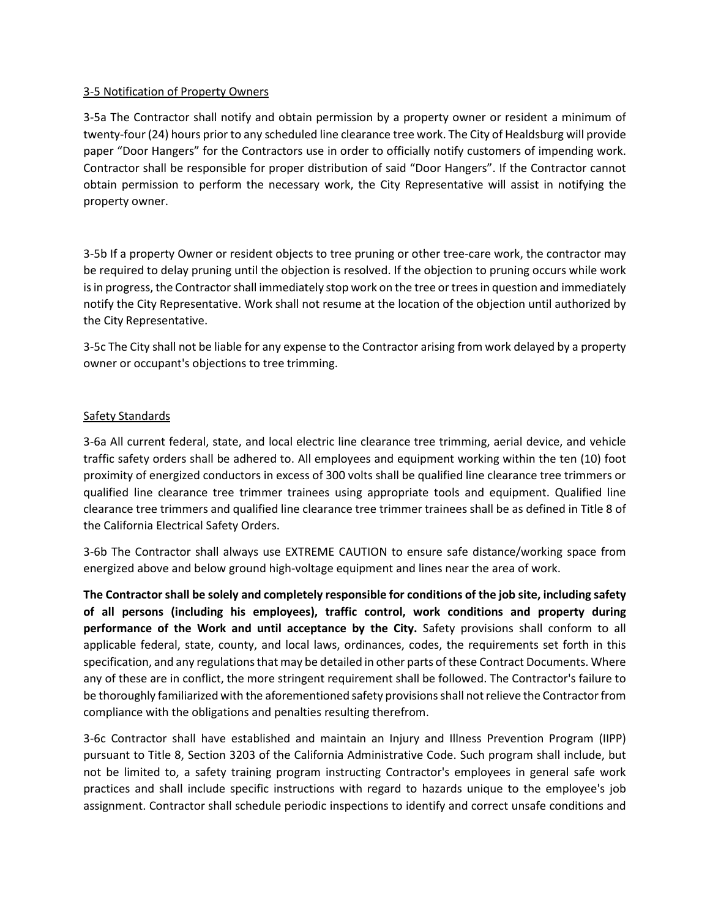## 3-5 Notification of Property Owners

3-5a The Contractor shall notify and obtain permission by a property owner or resident a minimum of twenty-four (24) hours prior to any scheduled line clearance tree work. The City of Healdsburg will provide paper "Door Hangers" for the Contractors use in order to officially notify customers of impending work. Contractor shall be responsible for proper distribution of said "Door Hangers". If the Contractor cannot obtain permission to perform the necessary work, the City Representative will assist in notifying the property owner.

3-5b If a property Owner or resident objects to tree pruning or other tree-care work, the contractor may be required to delay pruning until the objection is resolved. If the objection to pruning occurs while work is in progress, the Contractor shall immediately stop work on the tree or trees in question and immediately notify the City Representative. Work shall not resume at the location of the objection until authorized by the City Representative.

3-5c The City shall not be liable for any expense to the Contractor arising from work delayed by a property owner or occupant's objections to tree trimming.

## Safety Standards

3-6a All current federal, state, and local electric line clearance tree trimming, aerial device, and vehicle traffic safety orders shall be adhered to. All employees and equipment working within the ten (10) foot proximity of energized conductors in excess of 300 volts shall be qualified line clearance tree trimmers or qualified line clearance tree trimmer trainees using appropriate tools and equipment. Qualified line clearance tree trimmers and qualified line clearance tree trimmer trainees shall be as defined in Title 8 of the California Electrical Safety Orders.

3-6b The Contractor shall always use EXTREME CAUTION to ensure safe distance/working space from energized above and below ground high-voltage equipment and lines near the area of work.

**The Contractor shall be solely and completely responsible for conditions of the job site, including safety of all persons (including his employees), traffic control, work conditions and property during performance of the Work and until acceptance by the City.** Safety provisions shall conform to all applicable federal, state, county, and local laws, ordinances, codes, the requirements set forth in this specification, and any regulations that may be detailed in other parts of these Contract Documents. Where any of these are in conflict, the more stringent requirement shall be followed. The Contractor's failure to be thoroughly familiarized with the aforementioned safety provisions shall not relieve the Contractor from compliance with the obligations and penalties resulting therefrom.

3-6c Contractor shall have established and maintain an Injury and Illness Prevention Program (IIPP) pursuant to Title 8, Section 3203 of the California Administrative Code. Such program shall include, but not be limited to, a safety training program instructing Contractor's employees in general safe work practices and shall include specific instructions with regard to hazards unique to the employee's job assignment. Contractor shall schedule periodic inspections to identify and correct unsafe conditions and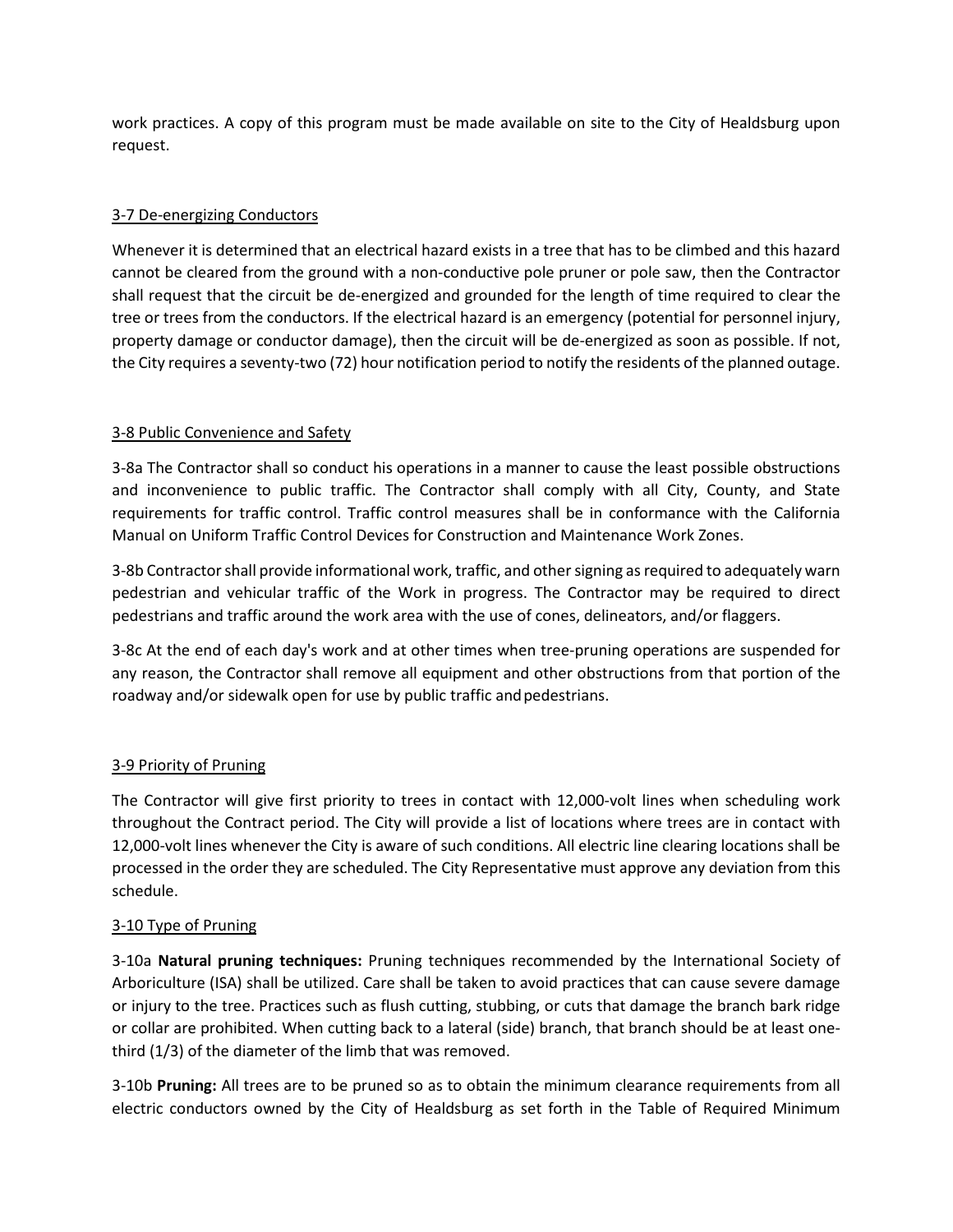work practices. A copy of this program must be made available on site to the City of Healdsburg upon request.

## 3-7 De-energizing Conductors

Whenever it is determined that an electrical hazard exists in a tree that has to be climbed and this hazard cannot be cleared from the ground with a non-conductive pole pruner or pole saw, then the Contractor shall request that the circuit be de-energized and grounded for the length of time required to clear the tree or trees from the conductors. If the electrical hazard is an emergency (potential for personnel injury, property damage or conductor damage), then the circuit will be de-energized as soon as possible. If not, the City requires a seventy-two (72) hour notification period to notify the residents of the planned outage.

## 3-8 Public Convenience and Safety

3-8a The Contractor shall so conduct his operations in a manner to cause the least possible obstructions and inconvenience to public traffic. The Contractor shall comply with all City, County, and State requirements for traffic control. Traffic control measures shall be in conformance with the California Manual on Uniform Traffic Control Devices for Construction and Maintenance Work Zones.

3-8b Contractor shall provide informational work, traffic, and other signing as required to adequately warn pedestrian and vehicular traffic of the Work in progress. The Contractor may be required to direct pedestrians and traffic around the work area with the use of cones, delineators, and/or flaggers.

3-8c At the end of each day's work and at other times when tree-pruning operations are suspended for any reason, the Contractor shall remove all equipment and other obstructions from that portion of the roadway and/or sidewalk open for use by public traffic and pedestrians.

## 3-9 Priority of Pruning

The Contractor will give first priority to trees in contact with 12,000-volt lines when scheduling work throughout the Contract period. The City will provide a list of locations where trees are in contact with 12,000-volt lines whenever the City is aware of such conditions. All electric line clearing locations shall be processed in the order they are scheduled. The City Representative must approve any deviation from this schedule.

## 3-10 Type of Pruning

3-10a **Natural pruning techniques:** Pruning techniques recommended by the International Society of Arboriculture (ISA) shall be utilized. Care shall be taken to avoid practices that can cause severe damage or injury to the tree. Practices such as flush cutting, stubbing, or cuts that damage the branch bark ridge or collar are prohibited. When cutting back to a lateral (side) branch, that branch should be at least one-third (1/3) of the diameter of the limb that was removed.

3-10b **Pruning:** All trees are to be pruned so as to obtain the minimum clearance requirements from all electric conductors owned by the City of Healdsburg as set forth in the Table of Required Minimum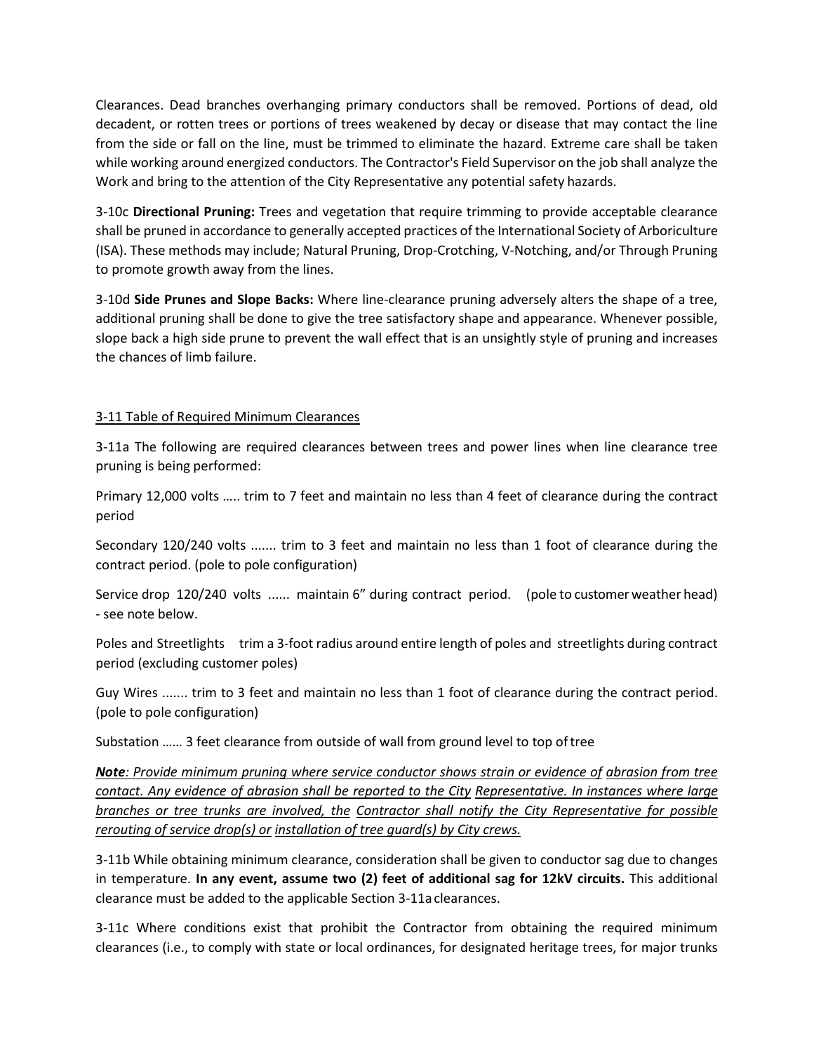Clearances. Dead branches overhanging primary conductors shall be removed. Portions of dead, old decadent, or rotten trees or portions of trees weakened by decay or disease that may contact the line from the side or fall on the line, must be trimmed to eliminate the hazard. Extreme care shall be taken while working around energized conductors. The Contractor's Field Supervisor on the job shall analyze the Work and bring to the attention of the City Representative any potential safety hazards.

3-10c **Directional Pruning:** Trees and vegetation that require trimming to provide acceptable clearance shall be pruned in accordance to generally accepted practices of the International Society of Arboriculture (ISA). These methods may include; Natural Pruning, Drop-Crotching, V-Notching, and/or Through Pruning to promote growth away from the lines.

3-10d **Side Prunes and Slope Backs:** Where line-clearance pruning adversely alters the shape of a tree, additional pruning shall be done to give the tree satisfactory shape and appearance. Whenever possible, slope back a high side prune to prevent the wall effect that is an unsightly style of pruning and increases the chances of limb failure.

<u>3-11 Table of Required Minimum Clearances</u>

3-11a The following are required clearances between trees and power lines when line clearance tree pruning is being performed:

Primary 12,000 volts ….. trim to 7 feet and maintain no less than 4 feet of clearance during the contract period

Secondary 120/240 volts ....... trim to 3 feet and maintain no less than 1 foot of clearance during the contract period. (pole to pole configuration)

Service drop 120/240 volts ...... maintain 6" during contract period. (pole to customer weather head) - see note below.

Poles and Streetlights trim a 3-foot radius around entire length of poles and streetlights during contract period (excluding customer poles)

Guy Wires ....... trim to 3 feet and maintain no less than 1 foot of clearance during the contract period. (pole to pole configuration)

Substation …… 3 feet clearance from outside of wall from ground level to top of tree

***<u>Note</u>****<u>: Provide minimum pruning where service conductor shows strain or evidence of abrasion from tree contact. Any evidence of abrasion shall be reported to the City Representative. In instances where large branches or tree trunks are involved, the Contractor shall notify the City Representative for possible rerouting of service drop(s) or installation of tree guard(s) by City crews.</u>*

3-11b While obtaining minimum clearance, consideration shall be given to conductor sag due to changes in temperature. **In any event, assume two (2) feet of additional sag for 12kV circuits.** This additional clearance must be added to the applicable Section 3-11a clearances.

3-11c Where conditions exist that prohibit the Contractor from obtaining the required minimum clearances (i.e., to comply with state or local ordinances, for designated heritage trees, for major trunks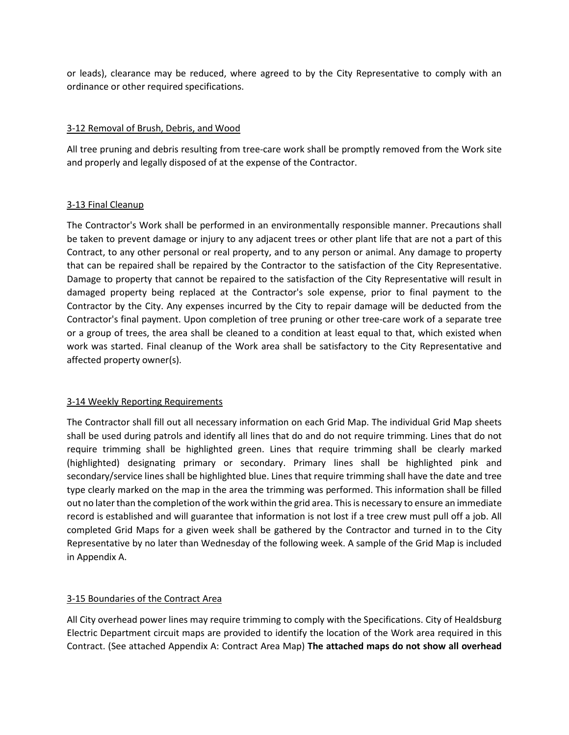or leads), clearance may be reduced, where agreed to by the City Representative to comply with an ordinance or other required specifications.

<u>3-12 Removal of Brush, Debris, and Wood</u>

All tree pruning and debris resulting from tree-care work shall be promptly removed from the Work site and properly and legally disposed of at the expense of the Contractor.

<u>3-13 Final Cleanup</u>

The Contractor's Work shall be performed in an environmentally responsible manner. Precautions shall be taken to prevent damage or injury to any adjacent trees or other plant life that are not a part of this Contract, to any other personal or real property, and to any person or animal. Any damage to property that can be repaired shall be repaired by the Contractor to the satisfaction of the City Representative. Damage to property that cannot be repaired to the satisfaction of the City Representative will result in damaged property being replaced at the Contractor's sole expense, prior to final payment to the Contractor by the City. Any expenses incurred by the City to repair damage will be deducted from the Contractor's final payment. Upon completion of tree pruning or other tree-care work of a separate tree or a group of trees, the area shall be cleaned to a condition at least equal to that, which existed when work was started. Final cleanup of the Work area shall be satisfactory to the City Representative and affected property owner(s).

<u>3-14 Weekly Reporting Requirements</u>

The Contractor shall fill out all necessary information on each Grid Map. The individual Grid Map sheets shall be used during patrols and identify all lines that do and do not require trimming. Lines that do not require trimming shall be highlighted green. Lines that require trimming shall be clearly marked (highlighted) designating primary or secondary. Primary lines shall be highlighted pink and secondary/service lines shall be highlighted blue. Lines that require trimming shall have the date and tree type clearly marked on the map in the area the trimming was performed. This information shall be filled out no later than the completion of the work within the grid area. This is necessary to ensure an immediate record is established and will guarantee that information is not lost if a tree crew must pull off a job. All completed Grid Maps for a given week shall be gathered by the Contractor and turned in to the City Representative by no later than Wednesday of the following week. A sample of the Grid Map is included in Appendix A.

<u>3-15 Boundaries of the Contract Area</u>

All City overhead power lines may require trimming to comply with the Specifications. City of Healdsburg Electric Department circuit maps are provided to identify the location of the Work area required in this Contract. (See attached Appendix A: Contract Area Map) **The attached maps do not show all overhead**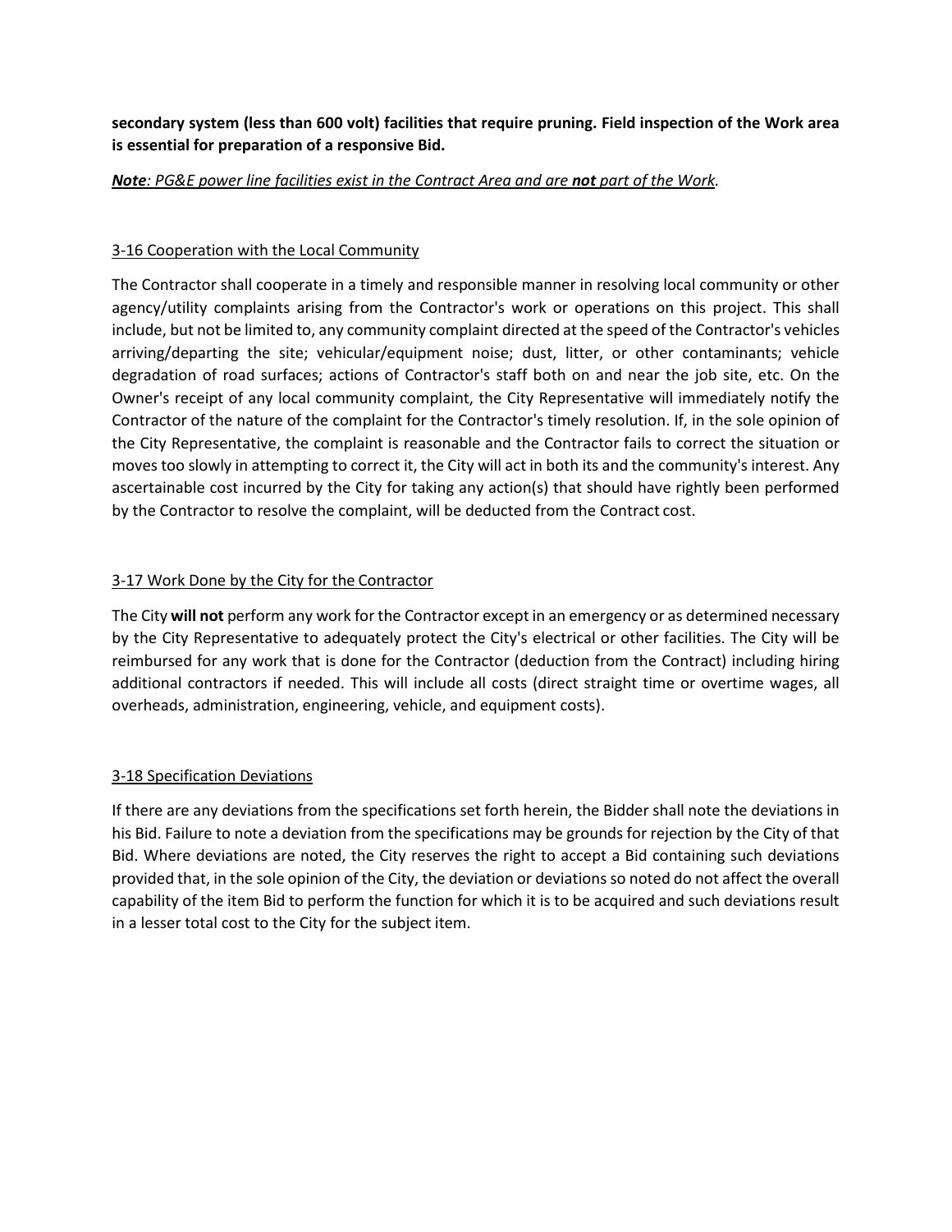**secondary system (less than 600 volt) facilities that require pruning. Field inspection of the Work area is essential for preparation of a responsive Bid.**

***Note**: PG&E power line facilities exist in the Contract Area and are **not** part of the Work.*

3-16 Cooperation with the Local Community

The Contractor shall cooperate in a timely and responsible manner in resolving local community or other agency/utility complaints arising from the Contractor's work or operations on this project. This shall include, but not be limited to, any community complaint directed at the speed of the Contractor's vehicles arriving/departing the site; vehicular/equipment noise; dust, litter, or other contaminants; vehicle degradation of road surfaces; actions of Contractor's staff both on and near the job site, etc. On the Owner's receipt of any local community complaint, the City Representative will immediately notify the Contractor of the nature of the complaint for the Contractor's timely resolution. If, in the sole opinion of the City Representative, the complaint is reasonable and the Contractor fails to correct the situation or moves too slowly in attempting to correct it, the City will act in both its and the community's interest. Any ascertainable cost incurred by the City for taking any action(s) that should have rightly been performed by the Contractor to resolve the complaint, will be deducted from the Contract cost.

3-17 Work Done by the City for the Contractor

The City **will not** perform any work for the Contractor except in an emergency or as determined necessary by the City Representative to adequately protect the City's electrical or other facilities. The City will be reimbursed for any work that is done for the Contractor (deduction from the Contract) including hiring additional contractors if needed. This will include all costs (direct straight time or overtime wages, all overheads, administration, engineering, vehicle, and equipment costs).

3-18 Specification Deviations

If there are any deviations from the specifications set forth herein, the Bidder shall note the deviations in his Bid. Failure to note a deviation from the specifications may be grounds for rejection by the City of that Bid. Where deviations are noted, the City reserves the right to accept a Bid containing such deviations provided that, in the sole opinion of the City, the deviation or deviations so noted do not affect the overall capability of the item Bid to perform the function for which it is to be acquired and such deviations result in a lesser total cost to the City for the subject item.